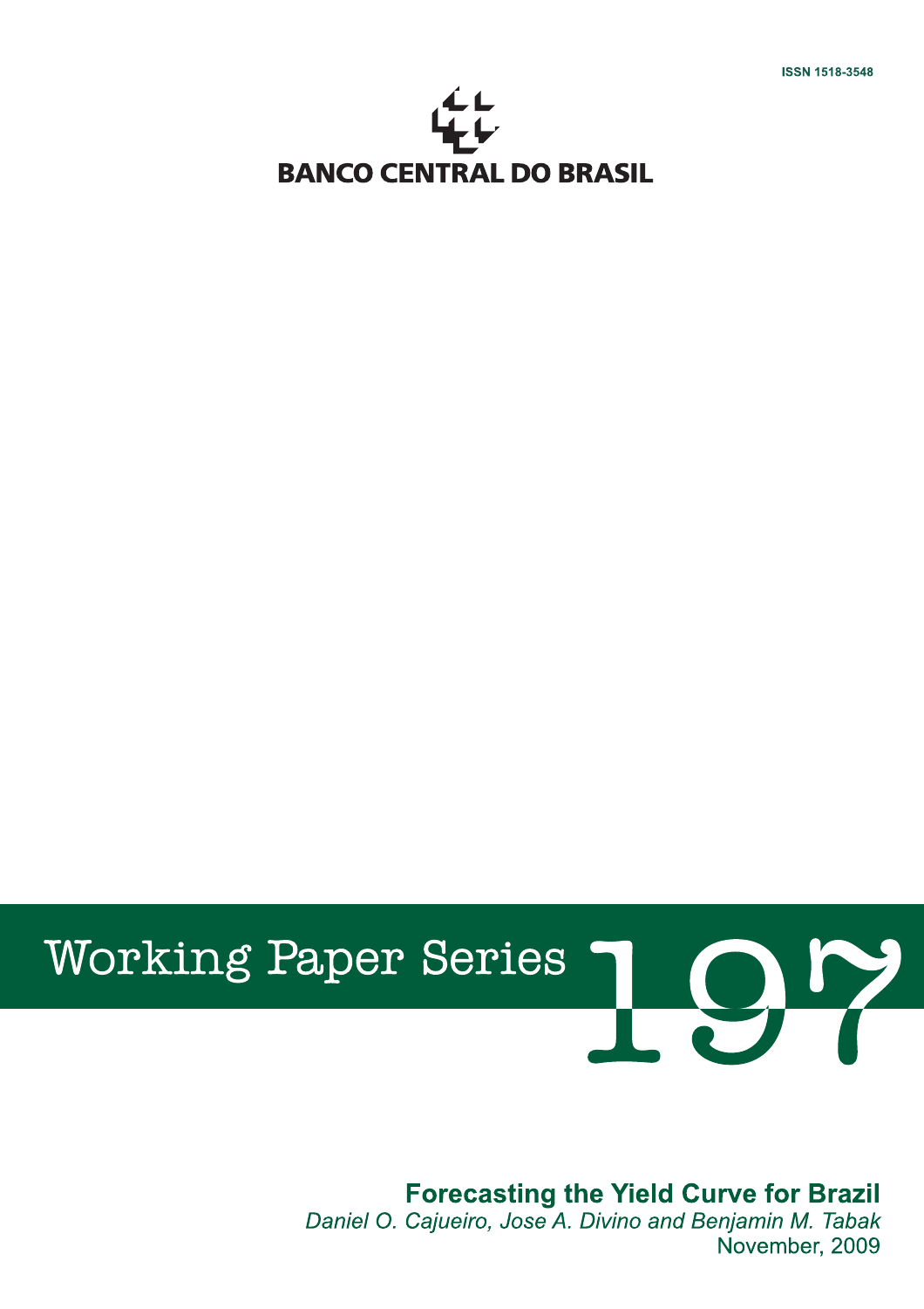ISSN 1518-3548

BANCO CENTRAL DO BRASIL

# Working Paper Series 197

## Forecasting the Yield Curve for Brazil

*Daniel O. Cajueiro, Jose A. Divino and Benjamin M. Tabak*

November, 2009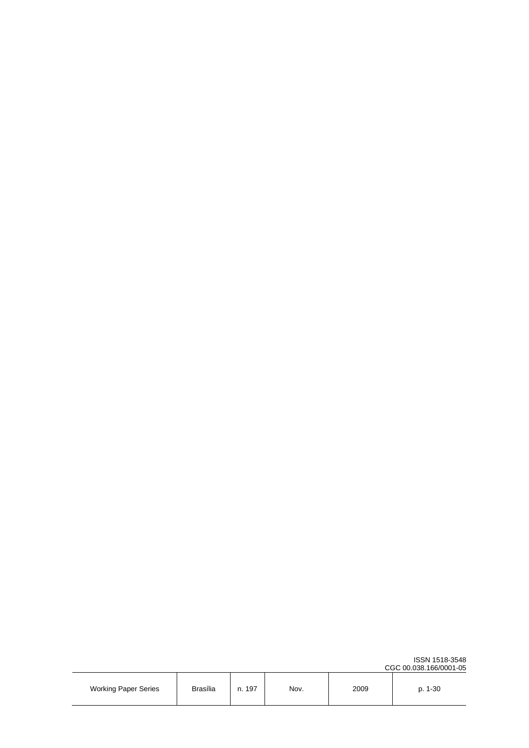ISSN 1518-3548
CGC 00.038.166/0001-05

| Working Paper Series | Brasília | n. 197 | Nov. | 2009 | p. 1-30 |
|---|---|---|---|---|---|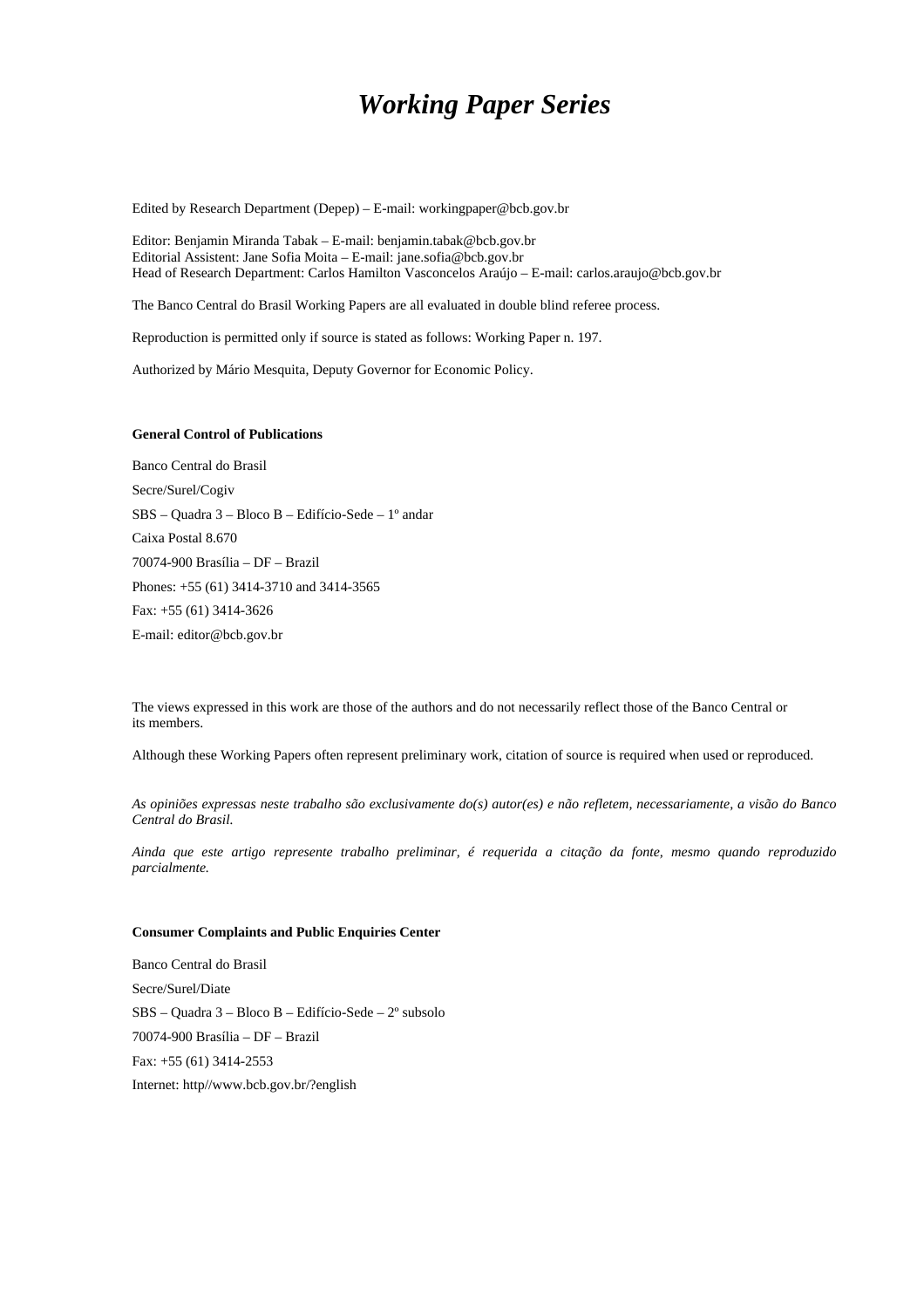# *Working Paper Series*

Edited by Research Department (Depep) – E-mail: workingpaper@bcb.gov.br

Editor: Benjamin Miranda Tabak – E-mail: benjamin.tabak@bcb.gov.br
Editorial Assistent: Jane Sofia Moita – E-mail: jane.sofia@bcb.gov.br
Head of Research Department: Carlos Hamilton Vasconcelos Araújo – E-mail: carlos.araujo@bcb.gov.br

The Banco Central do Brasil Working Papers are all evaluated in double blind referee process.

Reproduction is permitted only if source is stated as follows: Working Paper n. 197.

Authorized by Mário Mesquita, Deputy Governor for Economic Policy.

**General Control of Publications**

Banco Central do Brasil

Secre/Surel/Cogiv

SBS – Quadra 3 – Bloco B – Edifício-Sede – 1º andar

Caixa Postal 8.670

70074-900 Brasília – DF – Brazil

Phones: +55 (61) 3414-3710 and 3414-3565

Fax: +55 (61) 3414-3626

E-mail: editor@bcb.gov.br

The views expressed in this work are those of the authors and do not necessarily reflect those of the Banco Central or its members.

Although these Working Papers often represent preliminary work, citation of source is required when used or reproduced.

*As opiniões expressas neste trabalho são exclusivamente do(s) autor(es) e não refletem, necessariamente, a visão do Banco Central do Brasil.*

*Ainda que este artigo represente trabalho preliminar, é requerida a citação da fonte, mesmo quando reproduzido parcialmente.*

**Consumer Complaints and Public Enquiries Center**

Banco Central do Brasil

Secre/Surel/Diate

SBS – Quadra 3 – Bloco B – Edifício-Sede – 2º subsolo

70074-900 Brasília – DF – Brazil

Fax: +55 (61) 3414-2553

Internet: http//www.bcb.gov.br/?english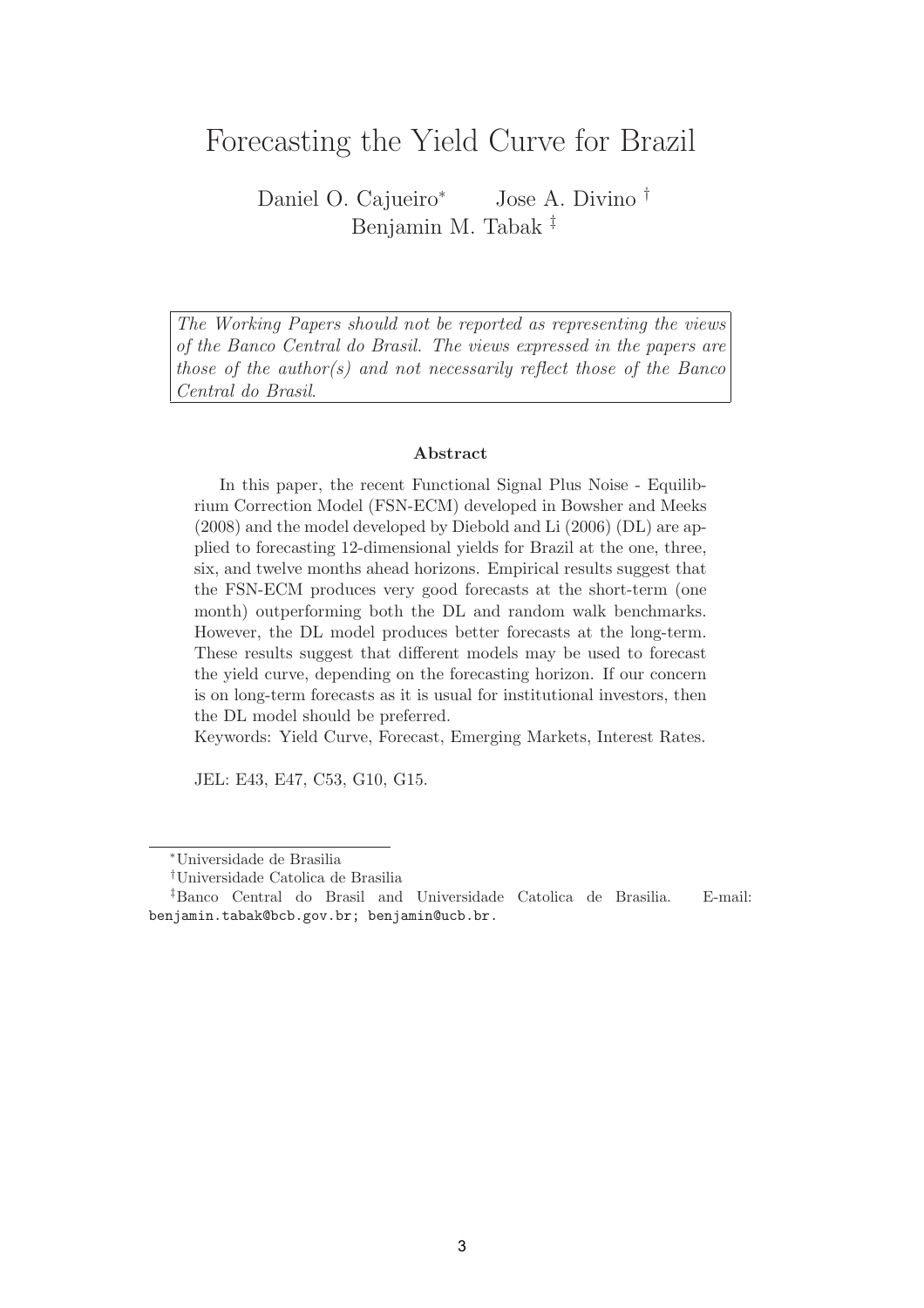# Forecasting the Yield Curve for Brazil

Daniel O. Cajueiro[*] Jose A. Divino[†]
Benjamin M. Tabak[‡]

*The Working Papers should not be reported as representing the views of the Banco Central do Brasil. The views expressed in the papers are those of the author(s) and not necessarily reflect those of the Banco Central do Brasil.*

**Abstract**

In this paper, the recent Functional Signal Plus Noise - Equilibrium Correction Model (FSN-ECM) developed in Bowsher and Meeks (2008) and the model developed by Diebold and Li (2006) (DL) are applied to forecasting 12-dimensional yields for Brazil at the one, three, six, and twelve months ahead horizons. Empirical results suggest that the FSN-ECM produces very good forecasts at the short-term (one month) outperforming both the DL and random walk benchmarks. However, the DL model produces better forecasts at the long-term. These results suggest that different models may be used to forecast the yield curve, depending on the forecasting horizon. If our concern is on long-term forecasts as it is usual for institutional investors, then the DL model should be preferred.

Keywords: Yield Curve, Forecast, Emerging Markets, Interest Rates.

JEL: E43, E47, C53, G10, G15.

[*] Universidade de Brasilia

[†] Universidade Catolica de Brasilia

[‡] Banco Central do Brasil and Universidade Catolica de Brasilia. E-mail: benjamin.tabak@bcb.gov.br; benjamin@ucb.br.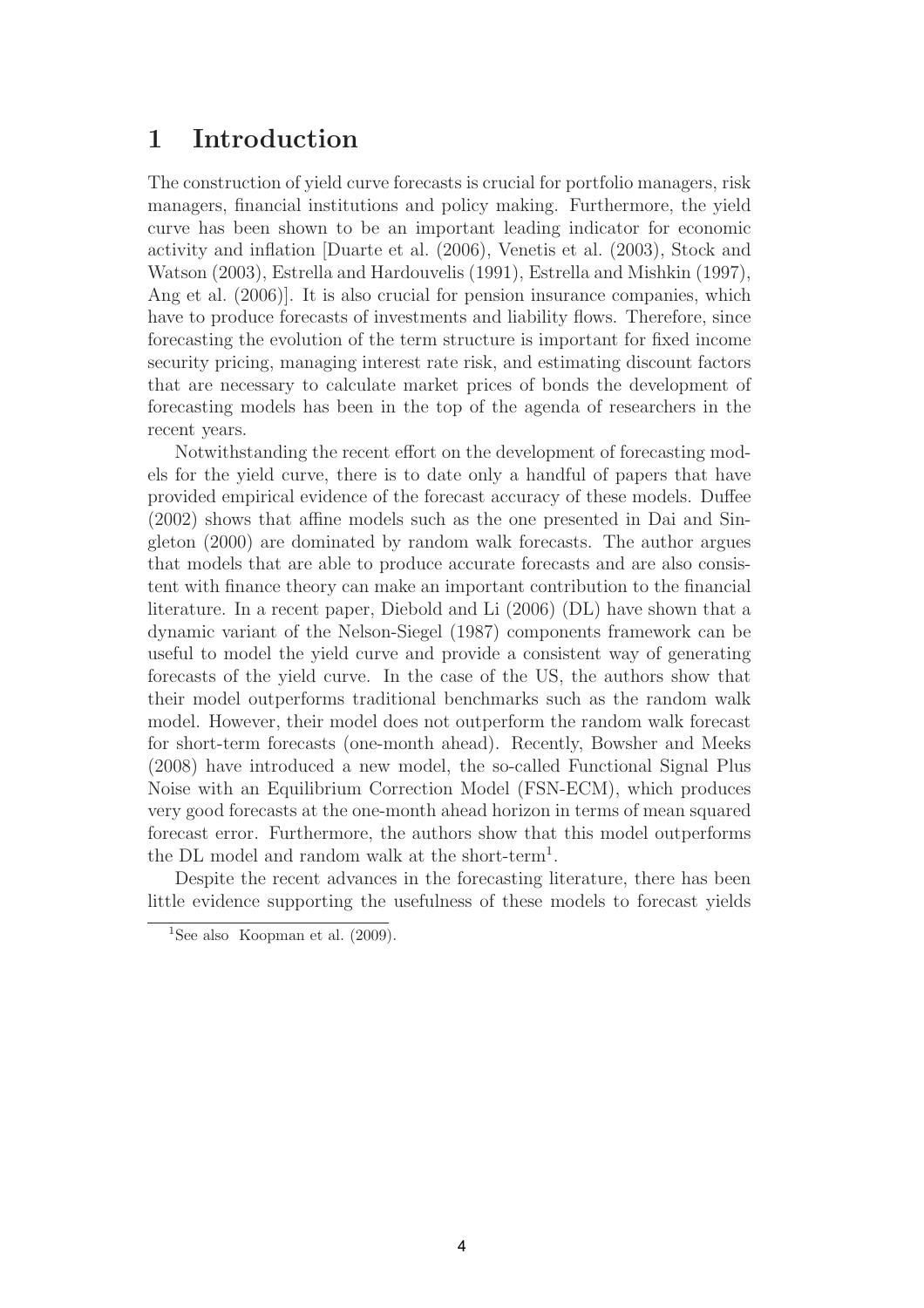# 1 Introduction

The construction of yield curve forecasts is crucial for portfolio managers, risk managers, financial institutions and policy making. Furthermore, the yield curve has been shown to be an important leading indicator for economic activity and inflation [Duarte et al. (2006), Venetis et al. (2003), Stock and Watson (2003), Estrella and Hardouvelis (1991), Estrella and Mishkin (1997), Ang et al. (2006)]. It is also crucial for pension insurance companies, which have to produce forecasts of investments and liability flows. Therefore, since forecasting the evolution of the term structure is important for fixed income security pricing, managing interest rate risk, and estimating discount factors that are necessary to calculate market prices of bonds the development of forecasting models has been in the top of the agenda of researchers in the recent years.

Notwithstanding the recent effort on the development of forecasting models for the yield curve, there is to date only a handful of papers that have provided empirical evidence of the forecast accuracy of these models. Duffee (2002) shows that affine models such as the one presented in Dai and Singleton (2000) are dominated by random walk forecasts. The author argues that models that are able to produce accurate forecasts and are also consistent with finance theory can make an important contribution to the financial literature. In a recent paper, Diebold and Li (2006) (DL) have shown that a dynamic variant of the Nelson-Siegel (1987) components framework can be useful to model the yield curve and provide a consistent way of generating forecasts of the yield curve. In the case of the US, the authors show that their model outperforms traditional benchmarks such as the random walk model. However, their model does not outperform the random walk forecast for short-term forecasts (one-month ahead). Recently, Bowsher and Meeks (2008) have introduced a new model, the so-called Functional Signal Plus Noise with an Equilibrium Correction Model (FSN-ECM), which produces very good forecasts at the one-month ahead horizon in terms of mean squared forecast error. Furthermore, the authors show that this model outperforms the DL model and random walk at the short-term[1].

Despite the recent advances in the forecasting literature, there has been little evidence supporting the usefulness of these models to forecast yields

[1]See also Koopman et al. (2009).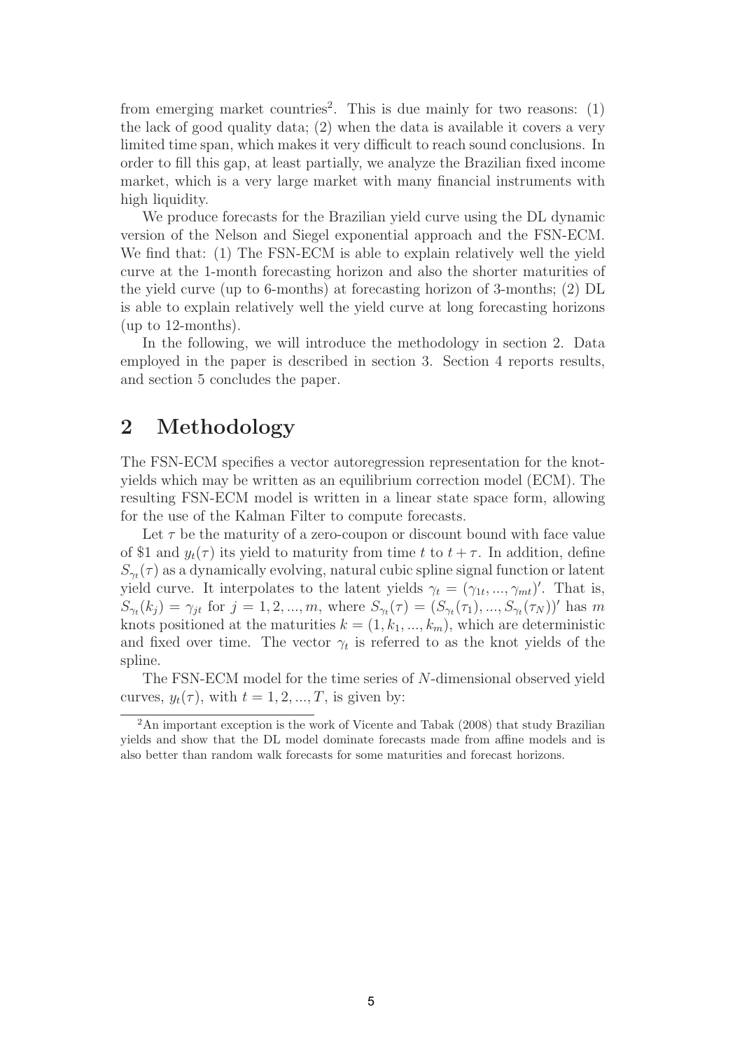from emerging market countries[2]. This is due mainly for two reasons: (1) the lack of good quality data; (2) when the data is available it covers a very limited time span, which makes it very difficult to reach sound conclusions. In order to fill this gap, at least partially, we analyze the Brazilian fixed income market, which is a very large market with many financial instruments with high liquidity.

We produce forecasts for the Brazilian yield curve using the DL dynamic version of the Nelson and Siegel exponential approach and the FSN-ECM. We find that: (1) The FSN-ECM is able to explain relatively well the yield curve at the 1-month forecasting horizon and also the shorter maturities of the yield curve (up to 6-months) at forecasting horizon of 3-months; (2) DL is able to explain relatively well the yield curve at long forecasting horizons (up to 12-months).

In the following, we will introduce the methodology in section 2. Data employed in the paper is described in section 3. Section 4 reports results, and section 5 concludes the paper.

## 2 Methodology

The FSN-ECM specifies a vector autoregression representation for the knot-yields which may be written as an equilibrium correction model (ECM). The resulting FSN-ECM model is written in a linear state space form, allowing for the use of the Kalman Filter to compute forecasts.

Let $\tau$ be the maturity of a zero-coupon or discount bound with face value of \$1 and $y_t(\tau)$ its yield to maturity from time $t$ to $t+\tau$. In addition, define $S_{\gamma_t}(\tau)$ as a dynamically evolving, natural cubic spline signal function or latent yield curve. It interpolates to the latent yields $\gamma_t = (\gamma_{1t}, ..., \gamma_{mt})'$. That is, $S_{\gamma_t}(k_j) = \gamma_{jt}$ for $j = 1, 2, ..., m$, where $S_{\gamma_t}(\tau) = (S_{\gamma_t}(\tau_1), ..., S_{\gamma_t}(\tau_N))'$ has $m$ knots positioned at the maturities $k = (1, k_1, ..., k_m)$, which are deterministic and fixed over time. The vector $\gamma_t$ is referred to as the knot yields of the spline.

The FSN-ECM model for the time series of $N$-dimensional observed yield curves, $y_t(\tau)$, with $t = 1, 2, ..., T$, is given by:

[2] An important exception is the work of Vicente and Tabak (2008) that study Brazilian yields and show that the DL model dominate forecasts made from affine models and is also better than random walk forecasts for some maturities and forecast horizons.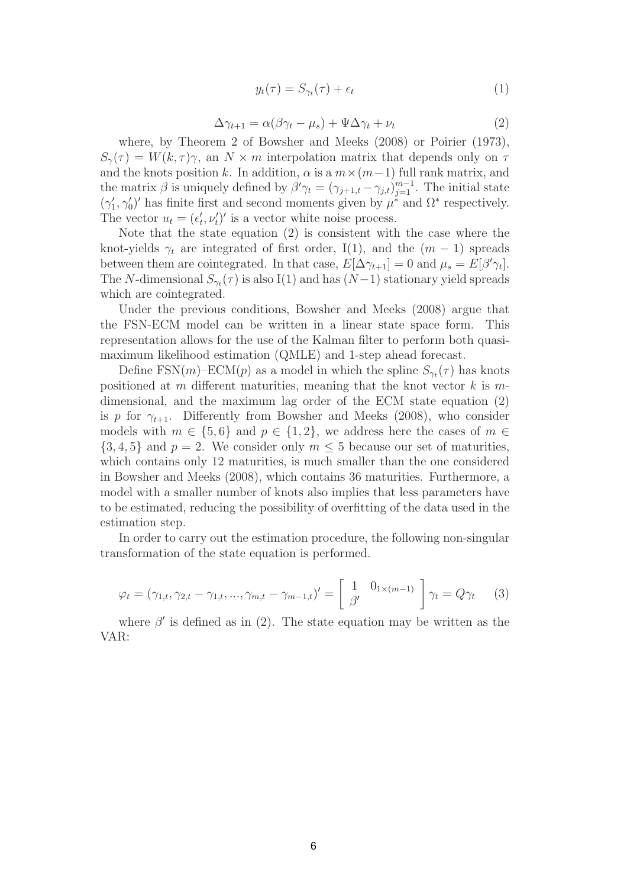$$y_t(\tau) = S_{\gamma_t}(\tau) + \epsilon_t \tag{1}$$

$$\Delta\gamma_{t+1} = \alpha(\beta\gamma_t - \mu_s) + \Psi\Delta\gamma_t + \nu_t \tag{2}$$

where, by Theorem 2 of Bowsher and Meeks (2008) or Poirier (1973), $S_\gamma(\tau) = W(k,\tau)\gamma$, an $N \times m$ interpolation matrix that depends only on $\tau$ and the knots position $k$. In addition, $\alpha$ is a $m \times (m-1)$ full rank matrix, and the matrix $\beta$ is uniquely defined by $\beta'\gamma_t = (\gamma_{j+1,t} - \gamma_{j,t})_{j=1}^{m-1}$. The initial state $(\gamma_1', \gamma_0')'$ has finite first and second moments given by $\mu^*$ and $\Omega^*$ respectively. The vector $u_t = (\epsilon_t', \nu_t')'$ is a vector white noise process.

Note that the state equation (2) is consistent with the case where the knot-yields $\gamma_t$ are integrated of first order, I(1), and the $(m-1)$ spreads between them are cointegrated. In that case, $E[\Delta\gamma_{t+1}] = 0$ and $\mu_s = E[\beta'\gamma_t]$. The $N$-dimensional $S_{\gamma_t}(\tau)$ is also I(1) and has $(N-1)$ stationary yield spreads which are cointegrated.

Under the previous conditions, Bowsher and Meeks (2008) argue that the FSN-ECM model can be written in a linear state space form. This representation allows for the use of the Kalman filter to perform both quasi-maximum likelihood estimation (QMLE) and 1-step ahead forecast.

Define FSN($m$)–ECM($p$) as a model in which the spline $S_{\gamma_t}(\tau)$ has knots positioned at $m$ different maturities, meaning that the knot vector $k$ is $m$-dimensional, and the maximum lag order of the ECM state equation (2) is $p$ for $\gamma_{t+1}$. Differently from Bowsher and Meeks (2008), who consider models with $m \in \{5, 6\}$ and $p \in \{1, 2\}$, we address here the cases of $m \in \{3, 4, 5\}$ and $p = 2$. We consider only $m \leq 5$ because our set of maturities, which contains only 12 maturities, is much smaller than the one considered in Bowsher and Meeks (2008), which contains 36 maturities. Furthermore, a model with a smaller number of knots also implies that less parameters have to be estimated, reducing the possibility of overfitting of the data used in the estimation step.

In order to carry out the estimation procedure, the following non-singular transformation of the state equation is performed.

$$\varphi_t = (\gamma_{1,t}, \gamma_{2,t} - \gamma_{1,t}, ..., \gamma_{m,t} - \gamma_{m-1,t})' = \begin{bmatrix} 1 & 0_{1\times(m-1)} \\ \beta' & \end{bmatrix} \gamma_t = Q\gamma_t \tag{3}$$

where $\beta'$ is defined as in (2). The state equation may be written as the VAR: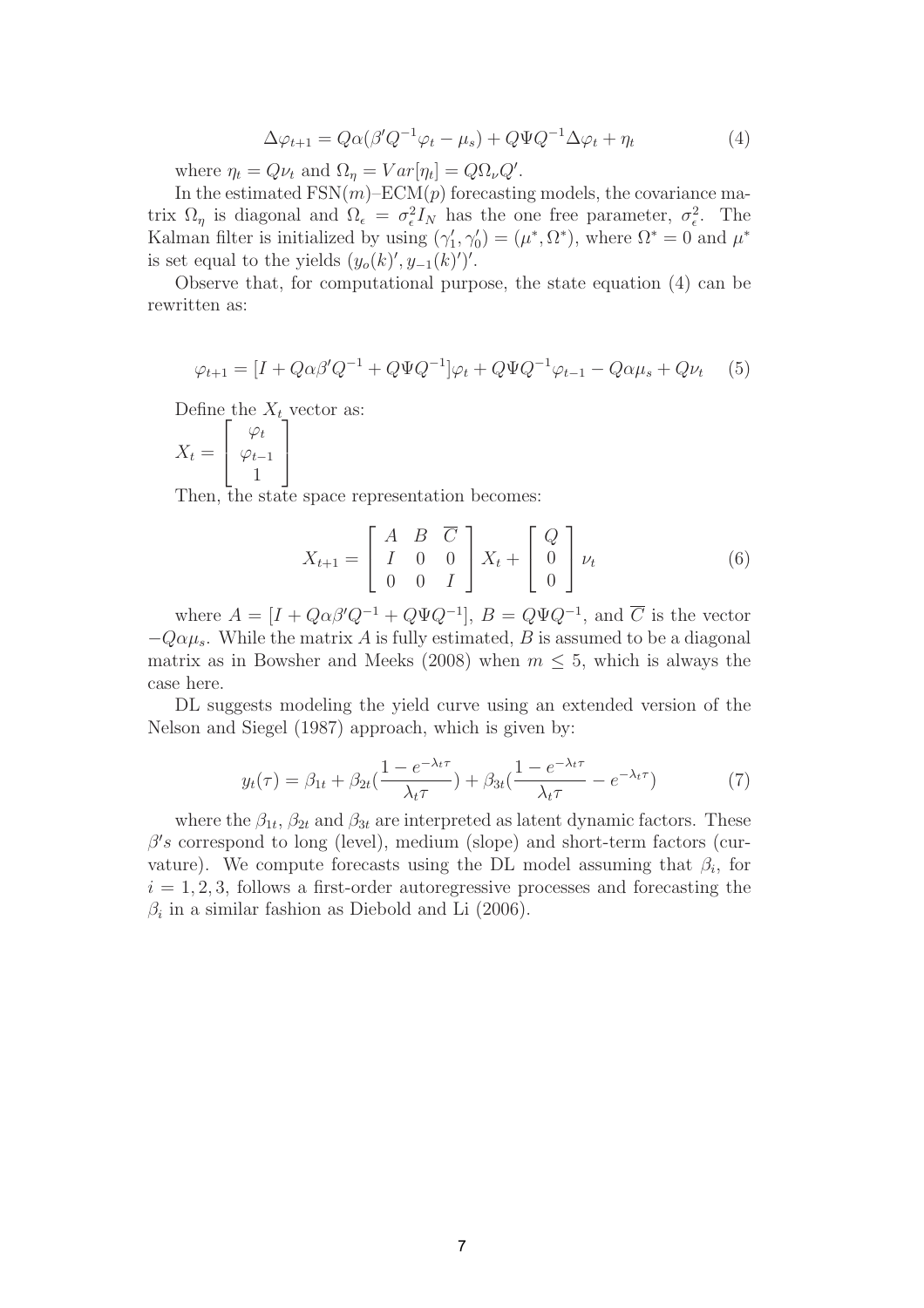$$\Delta\varphi_{t+1} = Q\alpha(\beta' Q^{-1}\varphi_t - \mu_s) + Q\Psi Q^{-1}\Delta\varphi_t + \eta_t \tag{4}$$

where $\eta_t = Q\nu_t$ and $\Omega_\eta = Var[\eta_t] = Q\Omega_\nu Q'$.

In the estimated FSN($m$)–ECM($p$) forecasting models, the covariance matrix $\Omega_\eta$ is diagonal and $\Omega_\epsilon = \sigma_\epsilon^2 I_N$ has the one free parameter, $\sigma_\epsilon^2$. The Kalman filter is initialized by using $(\gamma_1', \gamma_0') = (\mu^*, \Omega^*)$, where $\Omega^* = 0$ and $\mu^*$ is set equal to the yields $(y_o(k)', y_{-1}(k)')'$.

Observe that, for computational purpose, the state equation (4) can be rewritten as:

$$\varphi_{t+1} = [I + Q\alpha\beta' Q^{-1} + Q\Psi Q^{-1}]\varphi_t + Q\Psi Q^{-1}\varphi_{t-1} - Q\alpha\mu_s + Q\nu_t \tag{5}$$

Define the $X_t$ vector as:

$$X_t = \begin{bmatrix} \varphi_t \\ \varphi_{t-1} \\ 1 \end{bmatrix}$$

Then, the state space representation becomes:

$$X_{t+1} = \begin{bmatrix} A & B & \overline{C} \\ I & 0 & 0 \\ 0 & 0 & I \end{bmatrix} X_t + \begin{bmatrix} Q \\ 0 \\ 0 \end{bmatrix} \nu_t \tag{6}$$

where $A = [I + Q\alpha\beta' Q^{-1} + Q\Psi Q^{-1}]$, $B = Q\Psi Q^{-1}$, and $\overline{C}$ is the vector $-Q\alpha\mu_s$. While the matrix $A$ is fully estimated, $B$ is assumed to be a diagonal matrix as in Bowsher and Meeks (2008) when $m \leq 5$, which is always the case here.

DL suggests modeling the yield curve using an extended version of the Nelson and Siegel (1987) approach, which is given by:

$$y_t(\tau) = \beta_{1t} + \beta_{2t}\left(\frac{1 - e^{-\lambda_t \tau}}{\lambda_t \tau}\right) + \beta_{3t}\left(\frac{1 - e^{-\lambda_t \tau}}{\lambda_t \tau} - e^{-\lambda_t \tau}\right) \tag{7}$$

where the $\beta_{1t}$, $\beta_{2t}$ and $\beta_{3t}$ are interpreted as latent dynamic factors. These $\beta's$ correspond to long (level), medium (slope) and short-term factors (curvature). We compute forecasts using the DL model assuming that $\beta_i$, for $i = 1, 2, 3$, follows a first-order autoregressive processes and forecasting the $\beta_i$ in a similar fashion as Diebold and Li (2006).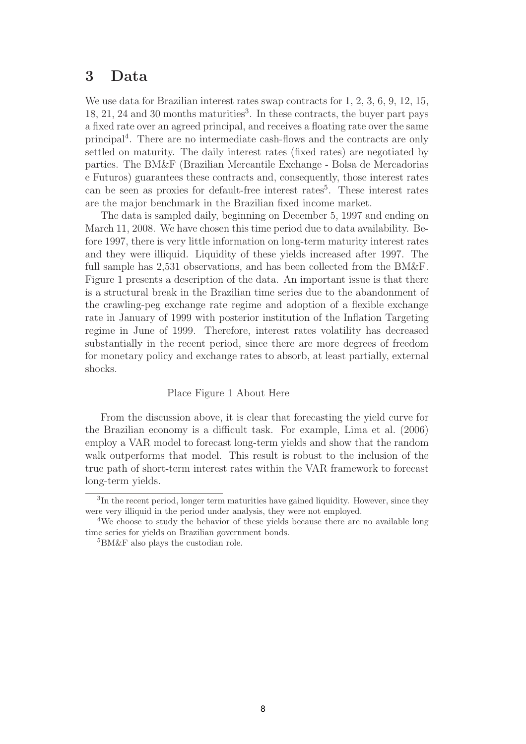# 3 Data

We use data for Brazilian interest rates swap contracts for 1, 2, 3, 6, 9, 12, 15, 18, 21, 24 and 30 months maturities[3]. In these contracts, the buyer part pays a fixed rate over an agreed principal, and receives a floating rate over the same principal[4]. There are no intermediate cash-flows and the contracts are only settled on maturity. The daily interest rates (fixed rates) are negotiated by parties. The BM&F (Brazilian Mercantile Exchange - Bolsa de Mercadorias e Futuros) guarantees these contracts and, consequently, those interest rates can be seen as proxies for default-free interest rates[5]. These interest rates are the major benchmark in the Brazilian fixed income market.

The data is sampled daily, beginning on December 5, 1997 and ending on March 11, 2008. We have chosen this time period due to data availability. Before 1997, there is very little information on long-term maturity interest rates and they were illiquid. Liquidity of these yields increased after 1997. The full sample has 2,531 observations, and has been collected from the BM&F. Figure 1 presents a description of the data. An important issue is that there is a structural break in the Brazilian time series due to the abandonment of the crawling-peg exchange rate regime and adoption of a flexible exchange rate in January of 1999 with posterior institution of the Inflation Targeting regime in June of 1999. Therefore, interest rates volatility has decreased substantially in the recent period, since there are more degrees of freedom for monetary policy and exchange rates to absorb, at least partially, external shocks.

Place Figure 1 About Here

From the discussion above, it is clear that forecasting the yield curve for the Brazilian economy is a difficult task. For example, Lima et al. (2006) employ a VAR model to forecast long-term yields and show that the random walk outperforms that model. This result is robust to the inclusion of the true path of short-term interest rates within the VAR framework to forecast long-term yields.

[3] In the recent period, longer term maturities have gained liquidity. However, since they were very illiquid in the period under analysis, they were not employed.

[4] We choose to study the behavior of these yields because there are no available long time series for yields on Brazilian government bonds.

[5] BM&F also plays the custodian role.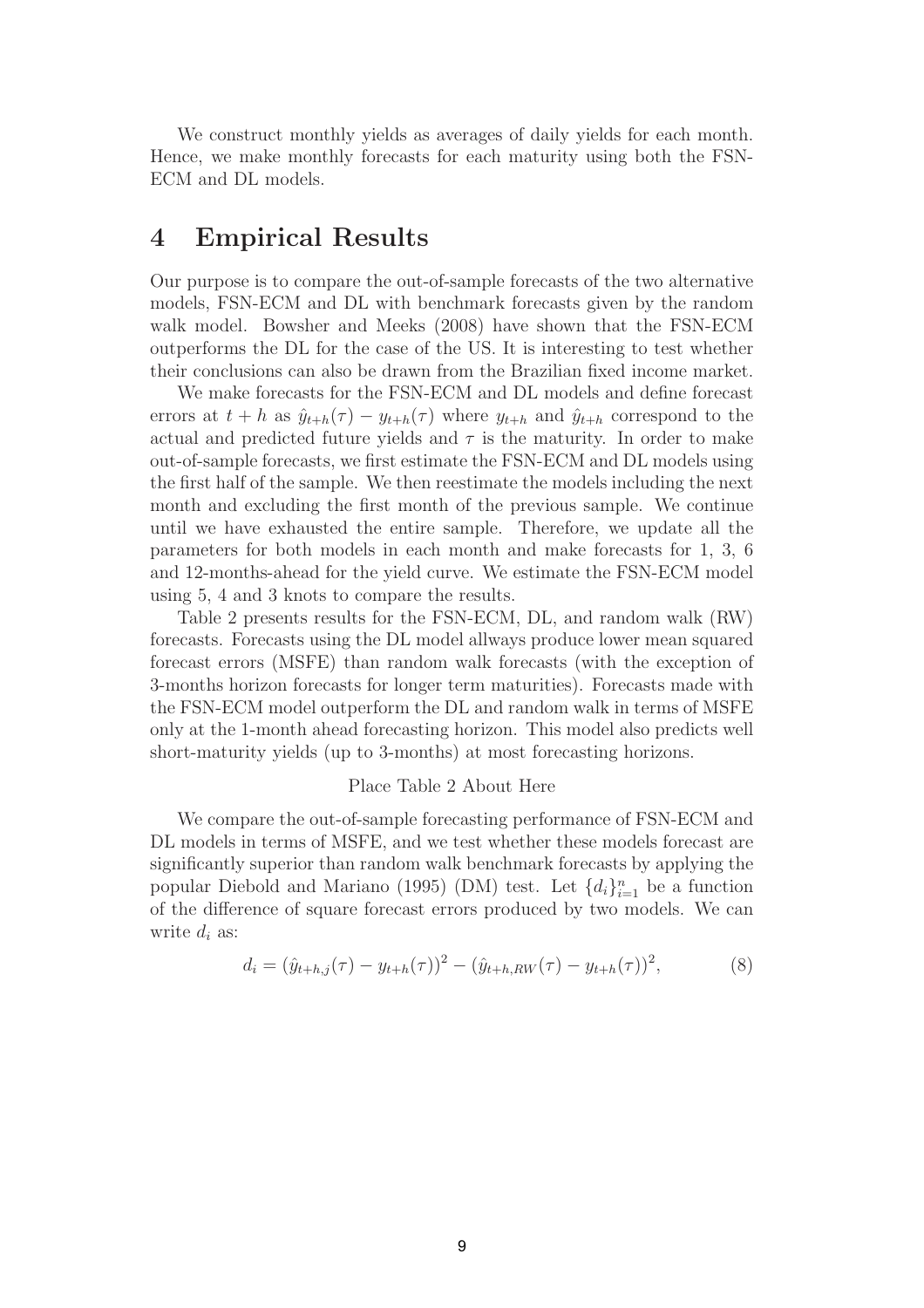We construct monthly yields as averages of daily yields for each month. Hence, we make monthly forecasts for each maturity using both the FSN-ECM and DL models.

# 4 Empirical Results

Our purpose is to compare the out-of-sample forecasts of the two alternative models, FSN-ECM and DL with benchmark forecasts given by the random walk model. Bowsher and Meeks (2008) have shown that the FSN-ECM outperforms the DL for the case of the US. It is interesting to test whether their conclusions can also be drawn from the Brazilian fixed income market.

We make forecasts for the FSN-ECM and DL models and define forecast errors at $t+h$ as $\hat{y}_{t+h}(\tau) - y_{t+h}(\tau)$ where $y_{t+h}$ and $\hat{y}_{t+h}$ correspond to the actual and predicted future yields and $\tau$ is the maturity. In order to make out-of-sample forecasts, we first estimate the FSN-ECM and DL models using the first half of the sample. We then reestimate the models including the next month and excluding the first month of the previous sample. We continue until we have exhausted the entire sample. Therefore, we update all the parameters for both models in each month and make forecasts for 1, 3, 6 and 12-months-ahead for the yield curve. We estimate the FSN-ECM model using 5, 4 and 3 knots to compare the results.

Table 2 presents results for the FSN-ECM, DL, and random walk (RW) forecasts. Forecasts using the DL model allways produce lower mean squared forecast errors (MSFE) than random walk forecasts (with the exception of 3-months horizon forecasts for longer term maturities). Forecasts made with the FSN-ECM model outperform the DL and random walk in terms of MSFE only at the 1-month ahead forecasting horizon. This model also predicts well short-maturity yields (up to 3-months) at most forecasting horizons.

Place Table 2 About Here

We compare the out-of-sample forecasting performance of FSN-ECM and DL models in terms of MSFE, and we test whether these models forecast are significantly superior than random walk benchmark forecasts by applying the popular Diebold and Mariano (1995) (DM) test. Let $\{d_i\}_{i=1}^{n}$ be a function of the difference of square forecast errors produced by two models. We can write $d_i$ as:

$$d_i = (\hat{y}_{t+h,j}(\tau) - y_{t+h}(\tau))^2 - (\hat{y}_{t+h,RW}(\tau) - y_{t+h}(\tau))^2, \tag{8}$$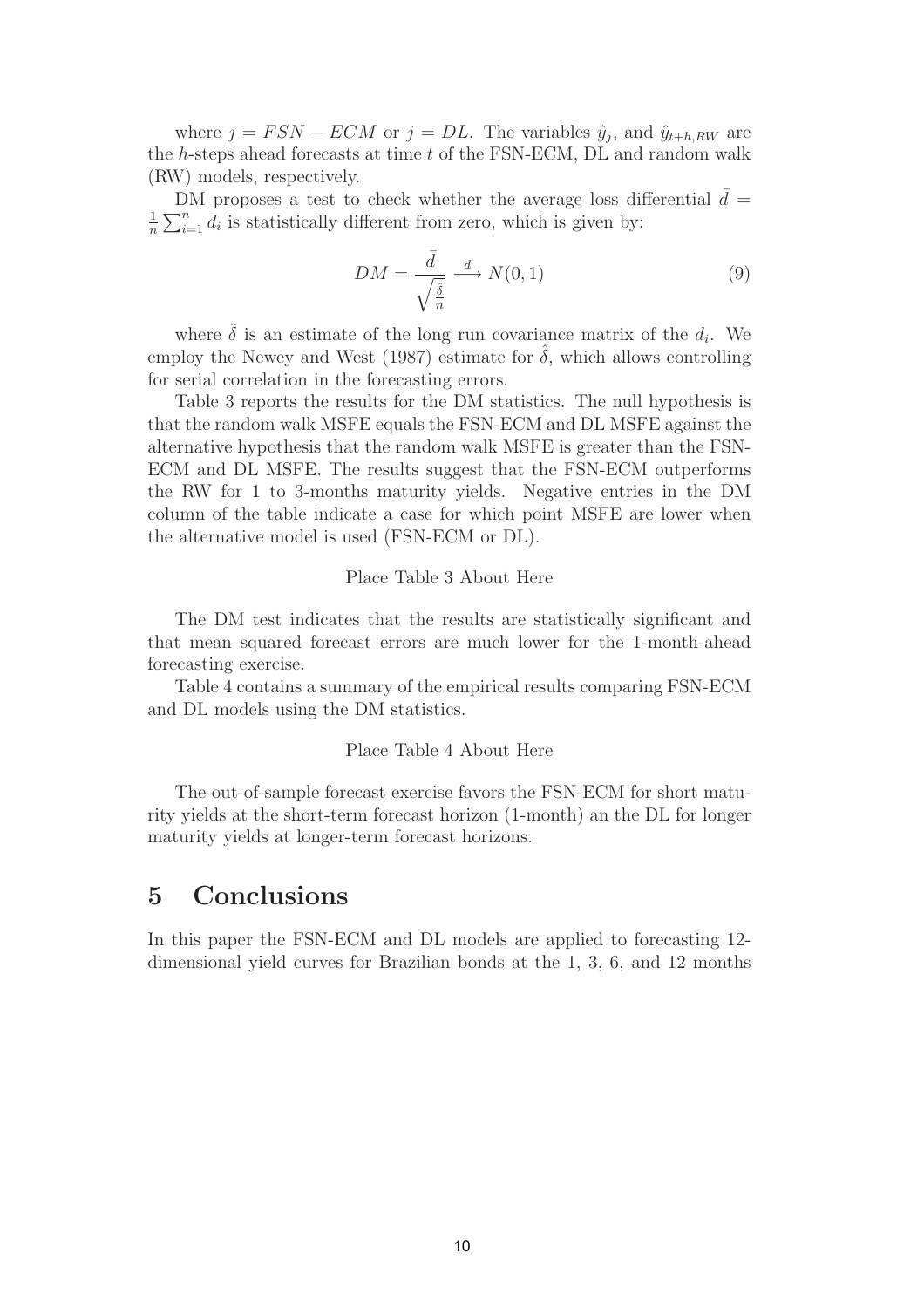where $j = FSN - ECM$ or $j = DL$. The variables $\hat{y}_j$, and $\hat{y}_{t+h,RW}$ are the $h$-steps ahead forecasts at time $t$ of the FSN-ECM, DL and random walk (RW) models, respectively.

DM proposes a test to check whether the average loss differential $\bar{d} = \frac{1}{n}\sum_{i=1}^{n} d_i$ is statistically different from zero, which is given by:

$$DM = \frac{\bar{d}}{\sqrt{\frac{\hat{\delta}}{n}}} \xrightarrow{d} N(0,1) \tag{9}$$

where $\hat{\delta}$ is an estimate of the long run covariance matrix of the $d_i$. We employ the Newey and West (1987) estimate for $\hat{\delta}$, which allows controlling for serial correlation in the forecasting errors.

Table 3 reports the results for the DM statistics. The null hypothesis is that the random walk MSFE equals the FSN-ECM and DL MSFE against the alternative hypothesis that the random walk MSFE is greater than the FSN-ECM and DL MSFE. The results suggest that the FSN-ECM outperforms the RW for 1 to 3-months maturity yields. Negative entries in the DM column of the table indicate a case for which point MSFE are lower when the alternative model is used (FSN-ECM or DL).

Place Table 3 About Here

The DM test indicates that the results are statistically significant and that mean squared forecast errors are much lower for the 1-month-ahead forecasting exercise.

Table 4 contains a summary of the empirical results comparing FSN-ECM and DL models using the DM statistics.

Place Table 4 About Here

The out-of-sample forecast exercise favors the FSN-ECM for short maturity yields at the short-term forecast horizon (1-month) an the DL for longer maturity yields at longer-term forecast horizons.

# 5 Conclusions

In this paper the FSN-ECM and DL models are applied to forecasting 12-dimensional yield curves for Brazilian bonds at the 1, 3, 6, and 12 months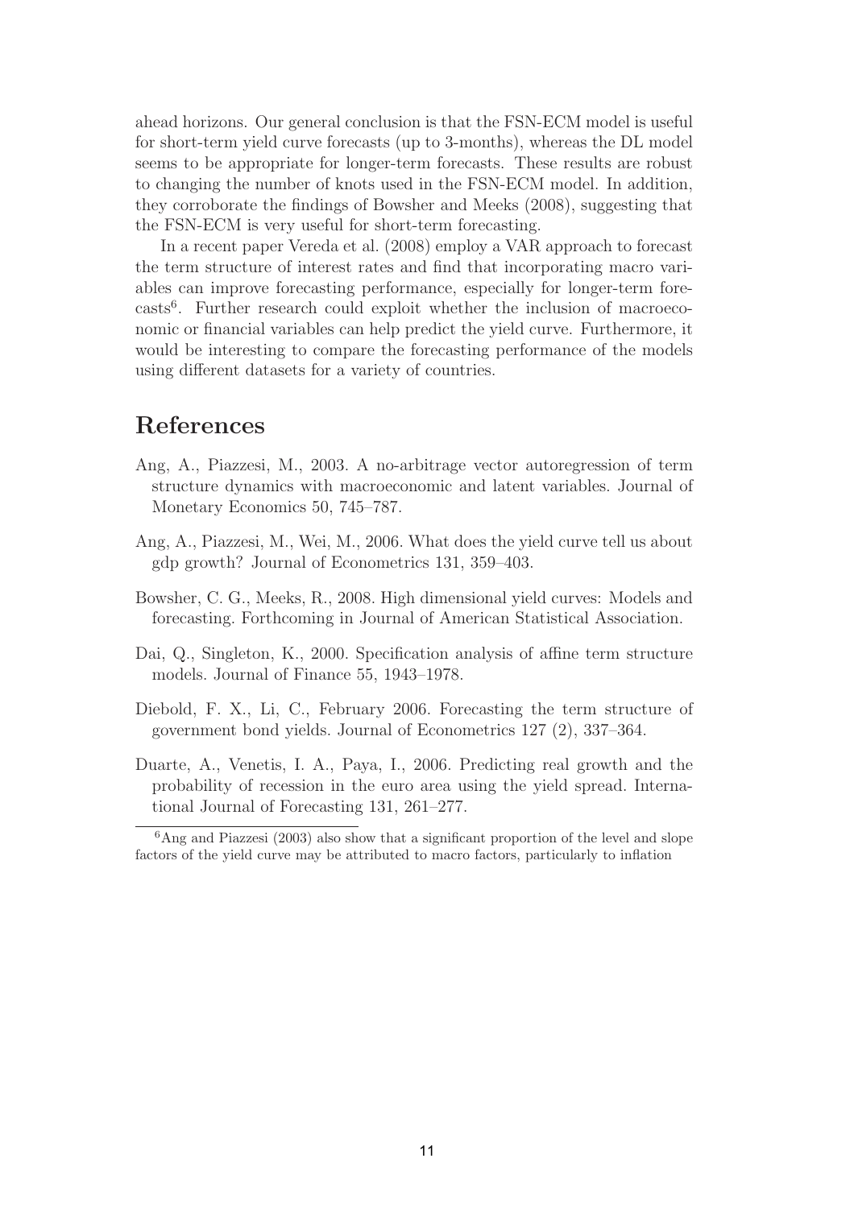ahead horizons. Our general conclusion is that the FSN-ECM model is useful for short-term yield curve forecasts (up to 3-months), whereas the DL model seems to be appropriate for longer-term forecasts. These results are robust to changing the number of knots used in the FSN-ECM model. In addition, they corroborate the findings of Bowsher and Meeks (2008), suggesting that the FSN-ECM is very useful for short-term forecasting.

In a recent paper Vereda et al. (2008) employ a VAR approach to forecast the term structure of interest rates and find that incorporating macro variables can improve forecasting performance, especially for longer-term forecasts[6]. Further research could exploit whether the inclusion of macroeconomic or financial variables can help predict the yield curve. Furthermore, it would be interesting to compare the forecasting performance of the models using different datasets for a variety of countries.

# References

Ang, A., Piazzesi, M., 2003. A no-arbitrage vector autoregression of term structure dynamics with macroeconomic and latent variables. Journal of Monetary Economics 50, 745–787.

Ang, A., Piazzesi, M., Wei, M., 2006. What does the yield curve tell us about gdp growth? Journal of Econometrics 131, 359–403.

Bowsher, C. G., Meeks, R., 2008. High dimensional yield curves: Models and forecasting. Forthcoming in Journal of American Statistical Association.

Dai, Q., Singleton, K., 2000. Specification analysis of affine term structure models. Journal of Finance 55, 1943–1978.

Diebold, F. X., Li, C., February 2006. Forecasting the term structure of government bond yields. Journal of Econometrics 127 (2), 337–364.

Duarte, A., Venetis, I. A., Paya, I., 2006. Predicting real growth and the probability of recession in the euro area using the yield spread. International Journal of Forecasting 131, 261–277.

[6]Ang and Piazzesi (2003) also show that a significant proportion of the level and slope factors of the yield curve may be attributed to macro factors, particularly to inflation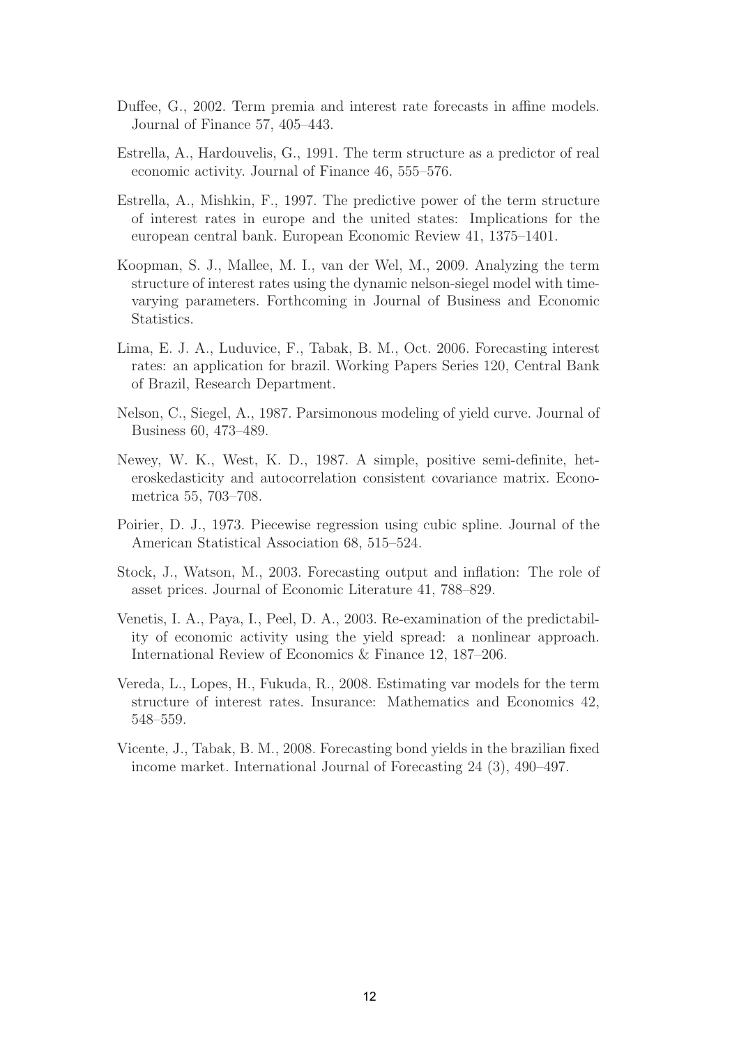Duffee, G., 2002. Term premia and interest rate forecasts in affine models. Journal of Finance 57, 405–443.

Estrella, A., Hardouvelis, G., 1991. The term structure as a predictor of real economic activity. Journal of Finance 46, 555–576.

Estrella, A., Mishkin, F., 1997. The predictive power of the term structure of interest rates in europe and the united states: Implications for the european central bank. European Economic Review 41, 1375–1401.

Koopman, S. J., Mallee, M. I., van der Wel, M., 2009. Analyzing the term structure of interest rates using the dynamic nelson-siegel model with time-varying parameters. Forthcoming in Journal of Business and Economic Statistics.

Lima, E. J. A., Luduvice, F., Tabak, B. M., Oct. 2006. Forecasting interest rates: an application for brazil. Working Papers Series 120, Central Bank of Brazil, Research Department.

Nelson, C., Siegel, A., 1987. Parsimonous modeling of yield curve. Journal of Business 60, 473–489.

Newey, W. K., West, K. D., 1987. A simple, positive semi-definite, heteroskedasticity and autocorrelation consistent covariance matrix. Econometrica 55, 703–708.

Poirier, D. J., 1973. Piecewise regression using cubic spline. Journal of the American Statistical Association 68, 515–524.

Stock, J., Watson, M., 2003. Forecasting output and inflation: The role of asset prices. Journal of Economic Literature 41, 788–829.

Venetis, I. A., Paya, I., Peel, D. A., 2003. Re-examination of the predictability of economic activity using the yield spread: a nonlinear approach. International Review of Economics & Finance 12, 187–206.

Vereda, L., Lopes, H., Fukuda, R., 2008. Estimating var models for the term structure of interest rates. Insurance: Mathematics and Economics 42, 548–559.

Vicente, J., Tabak, B. M., 2008. Forecasting bond yields in the brazilian fixed income market. International Journal of Forecasting 24 (3), 490–497.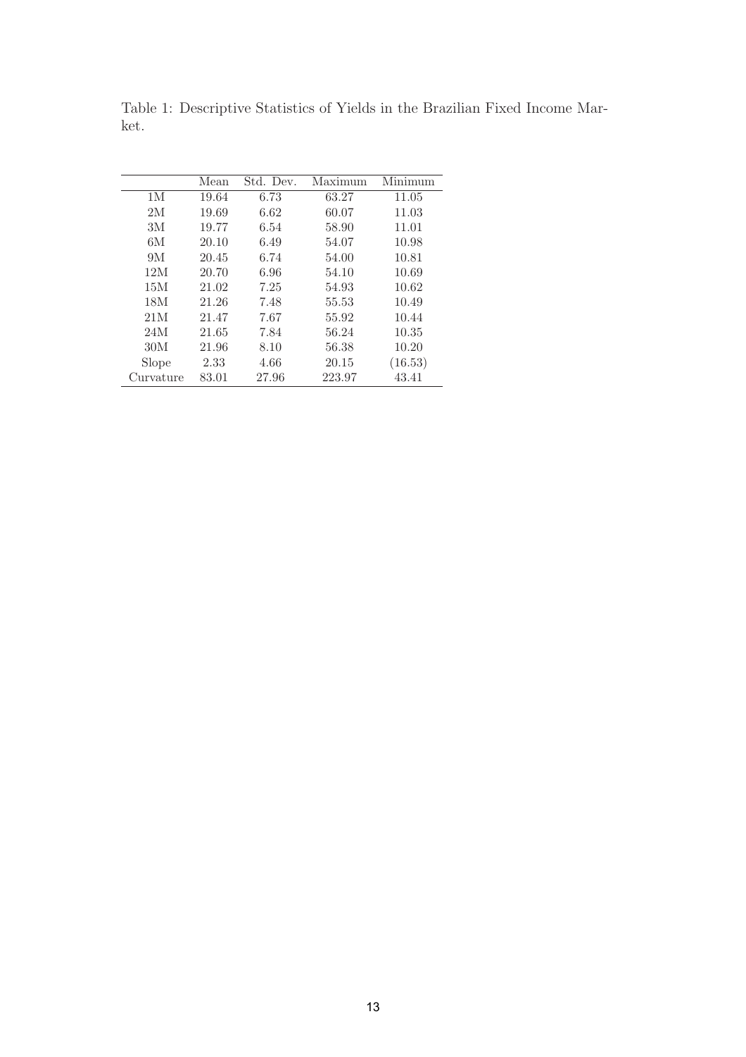Table 1: Descriptive Statistics of Yields in the Brazilian Fixed Income Market.

| | Mean | Std. Dev. | Maximum | Minimum |
|---|---|---|---|---|
| 1M | 19.64 | 6.73 | 63.27 | 11.05 |
| 2M | 19.69 | 6.62 | 60.07 | 11.03 |
| 3M | 19.77 | 6.54 | 58.90 | 11.01 |
| 6M | 20.10 | 6.49 | 54.07 | 10.98 |
| 9M | 20.45 | 6.74 | 54.00 | 10.81 |
| 12M | 20.70 | 6.96 | 54.10 | 10.69 |
| 15M | 21.02 | 7.25 | 54.93 | 10.62 |
| 18M | 21.26 | 7.48 | 55.53 | 10.49 |
| 21M | 21.47 | 7.67 | 55.92 | 10.44 |
| 24M | 21.65 | 7.84 | 56.24 | 10.35 |
| 30M | 21.96 | 8.10 | 56.38 | 10.20 |
| Slope | 2.33 | 4.66 | 20.15 | (16.53) |
| Curvature | 83.01 | 27.96 | 223.97 | 43.41 |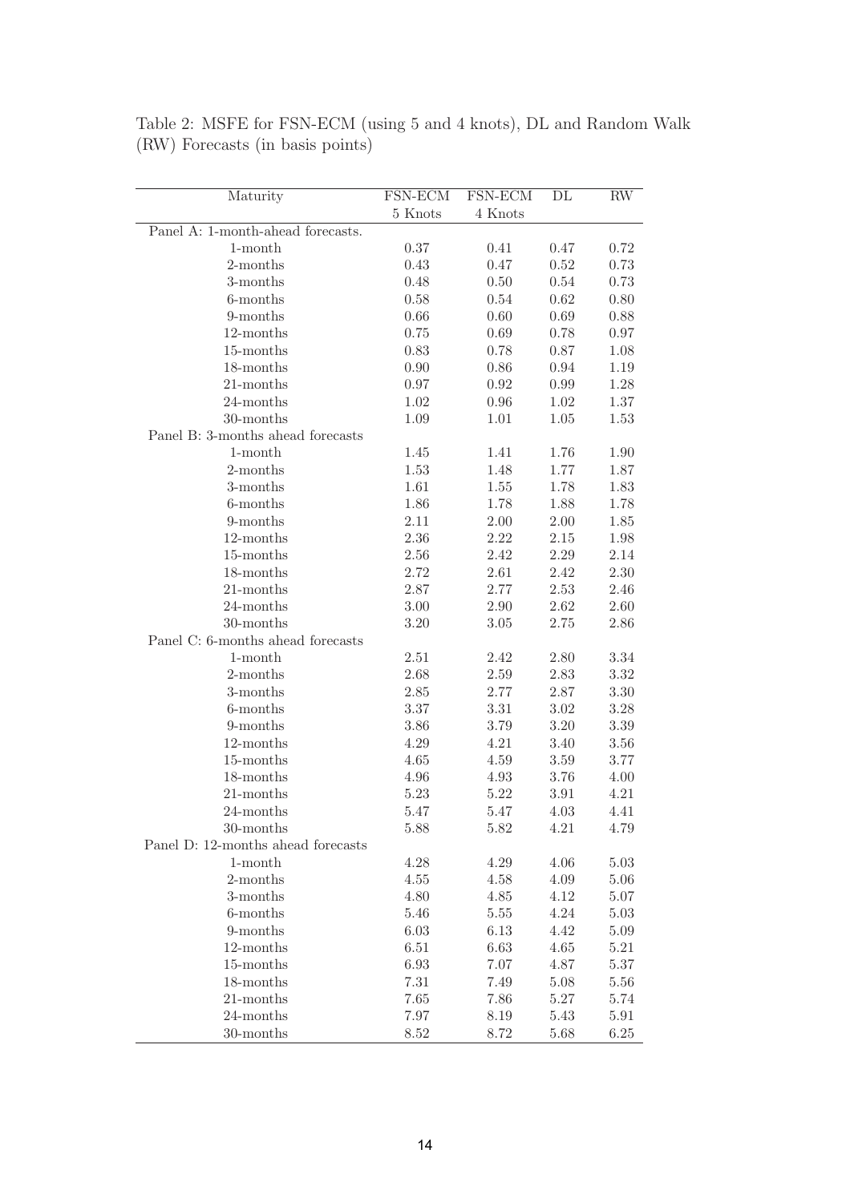Table 2: MSFE for FSN-ECM (using 5 and 4 knots), DL and Random Walk (RW) Forecasts (in basis points)

| Maturity | FSN-ECM 5 Knots | FSN-ECM 4 Knots | DL | RW |
|---|---|---|---|---|
| Panel A: 1-month-ahead forecasts. | | | | |
| 1-month | 0.37 | 0.41 | 0.47 | 0.72 |
| 2-months | 0.43 | 0.47 | 0.52 | 0.73 |
| 3-months | 0.48 | 0.50 | 0.54 | 0.73 |
| 6-months | 0.58 | 0.54 | 0.62 | 0.80 |
| 9-months | 0.66 | 0.60 | 0.69 | 0.88 |
| 12-months | 0.75 | 0.69 | 0.78 | 0.97 |
| 15-months | 0.83 | 0.78 | 0.87 | 1.08 |
| 18-months | 0.90 | 0.86 | 0.94 | 1.19 |
| 21-months | 0.97 | 0.92 | 0.99 | 1.28 |
| 24-months | 1.02 | 0.96 | 1.02 | 1.37 |
| 30-months | 1.09 | 1.01 | 1.05 | 1.53 |
| Panel B: 3-months ahead forecasts | | | | |
| 1-month | 1.45 | 1.41 | 1.76 | 1.90 |
| 2-months | 1.53 | 1.48 | 1.77 | 1.87 |
| 3-months | 1.61 | 1.55 | 1.78 | 1.83 |
| 6-months | 1.86 | 1.78 | 1.88 | 1.78 |
| 9-months | 2.11 | 2.00 | 2.00 | 1.85 |
| 12-months | 2.36 | 2.22 | 2.15 | 1.98 |
| 15-months | 2.56 | 2.42 | 2.29 | 2.14 |
| 18-months | 2.72 | 2.61 | 2.42 | 2.30 |
| 21-months | 2.87 | 2.77 | 2.53 | 2.46 |
| 24-months | 3.00 | 2.90 | 2.62 | 2.60 |
| 30-months | 3.20 | 3.05 | 2.75 | 2.86 |
| Panel C: 6-months ahead forecasts | | | | |
| 1-month | 2.51 | 2.42 | 2.80 | 3.34 |
| 2-months | 2.68 | 2.59 | 2.83 | 3.32 |
| 3-months | 2.85 | 2.77 | 2.87 | 3.30 |
| 6-months | 3.37 | 3.31 | 3.02 | 3.28 |
| 9-months | 3.86 | 3.79 | 3.20 | 3.39 |
| 12-months | 4.29 | 4.21 | 3.40 | 3.56 |
| 15-months | 4.65 | 4.59 | 3.59 | 3.77 |
| 18-months | 4.96 | 4.93 | 3.76 | 4.00 |
| 21-months | 5.23 | 5.22 | 3.91 | 4.21 |
| 24-months | 5.47 | 5.47 | 4.03 | 4.41 |
| 30-months | 5.88 | 5.82 | 4.21 | 4.79 |
| Panel D: 12-months ahead forecasts | | | | |
| 1-month | 4.28 | 4.29 | 4.06 | 5.03 |
| 2-months | 4.55 | 4.58 | 4.09 | 5.06 |
| 3-months | 4.80 | 4.85 | 4.12 | 5.07 |
| 6-months | 5.46 | 5.55 | 4.24 | 5.03 |
| 9-months | 6.03 | 6.13 | 4.42 | 5.09 |
| 12-months | 6.51 | 6.63 | 4.65 | 5.21 |
| 15-months | 6.93 | 7.07 | 4.87 | 5.37 |
| 18-months | 7.31 | 7.49 | 5.08 | 5.56 |
| 21-months | 7.65 | 7.86 | 5.27 | 5.74 |
| 24-months | 7.97 | 8.19 | 5.43 | 5.91 |
| 30-months | 8.52 | 8.72 | 5.68 | 6.25 |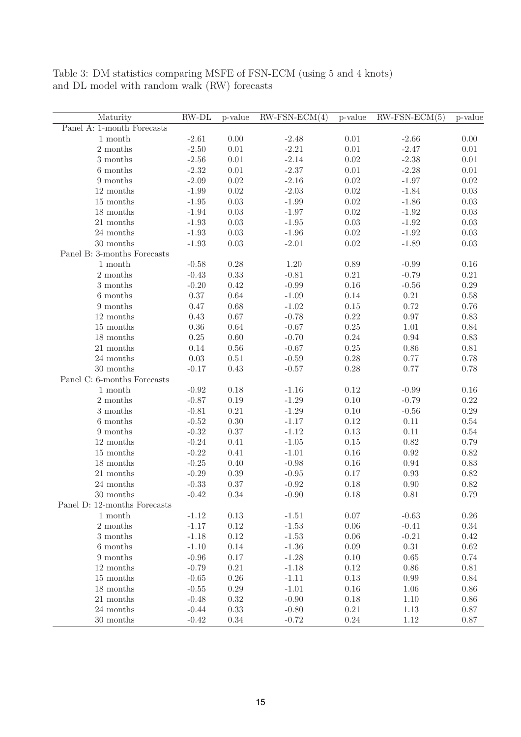Table 3: DM statistics comparing MSFE of FSN-ECM (using 5 and 4 knots) and DL model with random walk (RW) forecasts

| Maturity | RW-DL | p-value | RW-FSN-ECM(4) | p-value | RW-FSN-ECM(5) | p-value |
|---|---|---|---|---|---|---|
| Panel A: 1-month Forecasts | | | | | | |
| 1 month | -2.61 | 0.00 | -2.48 | 0.01 | -2.66 | 0.00 |
| 2 months | -2.50 | 0.01 | -2.21 | 0.01 | -2.47 | 0.01 |
| 3 months | -2.56 | 0.01 | -2.14 | 0.02 | -2.38 | 0.01 |
| 6 months | -2.32 | 0.01 | -2.37 | 0.01 | -2.28 | 0.01 |
| 9 months | -2.09 | 0.02 | -2.16 | 0.02 | -1.97 | 0.02 |
| 12 months | -1.99 | 0.02 | -2.03 | 0.02 | -1.84 | 0.03 |
| 15 months | -1.95 | 0.03 | -1.99 | 0.02 | -1.86 | 0.03 |
| 18 months | -1.94 | 0.03 | -1.97 | 0.02 | -1.92 | 0.03 |
| 21 months | -1.93 | 0.03 | -1.95 | 0.03 | -1.92 | 0.03 |
| 24 months | -1.93 | 0.03 | -1.96 | 0.02 | -1.92 | 0.03 |
| 30 months | -1.93 | 0.03 | -2.01 | 0.02 | -1.89 | 0.03 |
| Panel B: 3-months Forecasts | | | | | | |
| 1 month | -0.58 | 0.28 | 1.20 | 0.89 | -0.99 | 0.16 |
| 2 months | -0.43 | 0.33 | -0.81 | 0.21 | -0.79 | 0.21 |
| 3 months | -0.20 | 0.42 | -0.99 | 0.16 | -0.56 | 0.29 |
| 6 months | 0.37 | 0.64 | -1.09 | 0.14 | 0.21 | 0.58 |
| 9 months | 0.47 | 0.68 | -1.02 | 0.15 | 0.72 | 0.76 |
| 12 months | 0.43 | 0.67 | -0.78 | 0.22 | 0.97 | 0.83 |
| 15 months | 0.36 | 0.64 | -0.67 | 0.25 | 1.01 | 0.84 |
| 18 months | 0.25 | 0.60 | -0.70 | 0.24 | 0.94 | 0.83 |
| 21 months | 0.14 | 0.56 | -0.67 | 0.25 | 0.86 | 0.81 |
| 24 months | 0.03 | 0.51 | -0.59 | 0.28 | 0.77 | 0.78 |
| 30 months | -0.17 | 0.43 | -0.57 | 0.28 | 0.77 | 0.78 |
| Panel C: 6-months Forecasts | | | | | | |
| 1 month | -0.92 | 0.18 | -1.16 | 0.12 | -0.99 | 0.16 |
| 2 months | -0.87 | 0.19 | -1.29 | 0.10 | -0.79 | 0.22 |
| 3 months | -0.81 | 0.21 | -1.29 | 0.10 | -0.56 | 0.29 |
| 6 months | -0.52 | 0.30 | -1.17 | 0.12 | 0.11 | 0.54 |
| 9 months | -0.32 | 0.37 | -1.12 | 0.13 | 0.11 | 0.54 |
| 12 months | -0.24 | 0.41 | -1.05 | 0.15 | 0.82 | 0.79 |
| 15 months | -0.22 | 0.41 | -1.01 | 0.16 | 0.92 | 0.82 |
| 18 months | -0.25 | 0.40 | -0.98 | 0.16 | 0.94 | 0.83 |
| 21 months | -0.29 | 0.39 | -0.95 | 0.17 | 0.93 | 0.82 |
| 24 months | -0.33 | 0.37 | -0.92 | 0.18 | 0.90 | 0.82 |
| 30 months | -0.42 | 0.34 | -0.90 | 0.18 | 0.81 | 0.79 |
| Panel D: 12-months Forecasts | | | | | | |
| 1 month | -1.12 | 0.13 | -1.51 | 0.07 | -0.63 | 0.26 |
| 2 months | -1.17 | 0.12 | -1.53 | 0.06 | -0.41 | 0.34 |
| 3 months | -1.18 | 0.12 | -1.53 | 0.06 | -0.21 | 0.42 |
| 6 months | -1.10 | 0.14 | -1.36 | 0.09 | 0.31 | 0.62 |
| 9 months | -0.96 | 0.17 | -1.28 | 0.10 | 0.65 | 0.74 |
| 12 months | -0.79 | 0.21 | -1.18 | 0.12 | 0.86 | 0.81 |
| 15 months | -0.65 | 0.26 | -1.11 | 0.13 | 0.99 | 0.84 |
| 18 months | -0.55 | 0.29 | -1.01 | 0.16 | 1.06 | 0.86 |
| 21 months | -0.48 | 0.32 | -0.90 | 0.18 | 1.10 | 0.86 |
| 24 months | -0.44 | 0.33 | -0.80 | 0.21 | 1.13 | 0.87 |
| 30 months | -0.42 | 0.34 | -0.72 | 0.24 | 1.12 | 0.87 |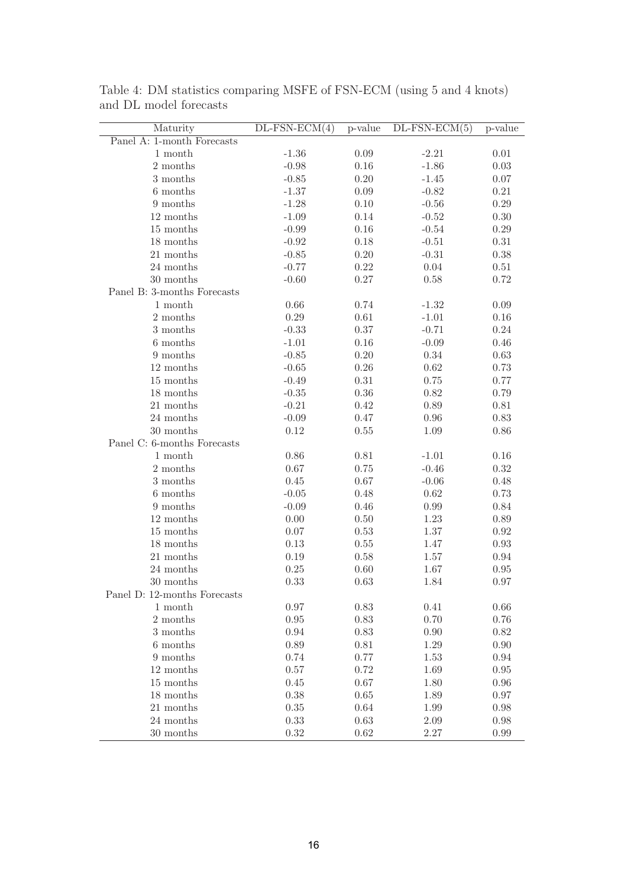Table 4: DM statistics comparing MSFE of FSN-ECM (using 5 and 4 knots) and DL model forecasts

| Maturity | DL-FSN-ECM(4) | p-value | DL-FSN-ECM(5) | p-value |
|---|---|---|---|---|
| Panel A: 1-month Forecasts | | | | |
| 1 month | -1.36 | 0.09 | -2.21 | 0.01 |
| 2 months | -0.98 | 0.16 | -1.86 | 0.03 |
| 3 months | -0.85 | 0.20 | -1.45 | 0.07 |
| 6 months | -1.37 | 0.09 | -0.82 | 0.21 |
| 9 months | -1.28 | 0.10 | -0.56 | 0.29 |
| 12 months | -1.09 | 0.14 | -0.52 | 0.30 |
| 15 months | -0.99 | 0.16 | -0.54 | 0.29 |
| 18 months | -0.92 | 0.18 | -0.51 | 0.31 |
| 21 months | -0.85 | 0.20 | -0.31 | 0.38 |
| 24 months | -0.77 | 0.22 | 0.04 | 0.51 |
| 30 months | -0.60 | 0.27 | 0.58 | 0.72 |
| Panel B: 3-months Forecasts | | | | |
| 1 month | 0.66 | 0.74 | -1.32 | 0.09 |
| 2 months | 0.29 | 0.61 | -1.01 | 0.16 |
| 3 months | -0.33 | 0.37 | -0.71 | 0.24 |
| 6 months | -1.01 | 0.16 | -0.09 | 0.46 |
| 9 months | -0.85 | 0.20 | 0.34 | 0.63 |
| 12 months | -0.65 | 0.26 | 0.62 | 0.73 |
| 15 months | -0.49 | 0.31 | 0.75 | 0.77 |
| 18 months | -0.35 | 0.36 | 0.82 | 0.79 |
| 21 months | -0.21 | 0.42 | 0.89 | 0.81 |
| 24 months | -0.09 | 0.47 | 0.96 | 0.83 |
| 30 months | 0.12 | 0.55 | 1.09 | 0.86 |
| Panel C: 6-months Forecasts | | | | |
| 1 month | 0.86 | 0.81 | -1.01 | 0.16 |
| 2 months | 0.67 | 0.75 | -0.46 | 0.32 |
| 3 months | 0.45 | 0.67 | -0.06 | 0.48 |
| 6 months | -0.05 | 0.48 | 0.62 | 0.73 |
| 9 months | -0.09 | 0.46 | 0.99 | 0.84 |
| 12 months | 0.00 | 0.50 | 1.23 | 0.89 |
| 15 months | 0.07 | 0.53 | 1.37 | 0.92 |
| 18 months | 0.13 | 0.55 | 1.47 | 0.93 |
| 21 months | 0.19 | 0.58 | 1.57 | 0.94 |
| 24 months | 0.25 | 0.60 | 1.67 | 0.95 |
| 30 months | 0.33 | 0.63 | 1.84 | 0.97 |
| Panel D: 12-months Forecasts | | | | |
| 1 month | 0.97 | 0.83 | 0.41 | 0.66 |
| 2 months | 0.95 | 0.83 | 0.70 | 0.76 |
| 3 months | 0.94 | 0.83 | 0.90 | 0.82 |
| 6 months | 0.89 | 0.81 | 1.29 | 0.90 |
| 9 months | 0.74 | 0.77 | 1.53 | 0.94 |
| 12 months | 0.57 | 0.72 | 1.69 | 0.95 |
| 15 months | 0.45 | 0.67 | 1.80 | 0.96 |
| 18 months | 0.38 | 0.65 | 1.89 | 0.97 |
| 21 months | 0.35 | 0.64 | 1.99 | 0.98 |
| 24 months | 0.33 | 0.63 | 2.09 | 0.98 |
| 30 months | 0.32 | 0.62 | 2.27 | 0.99 |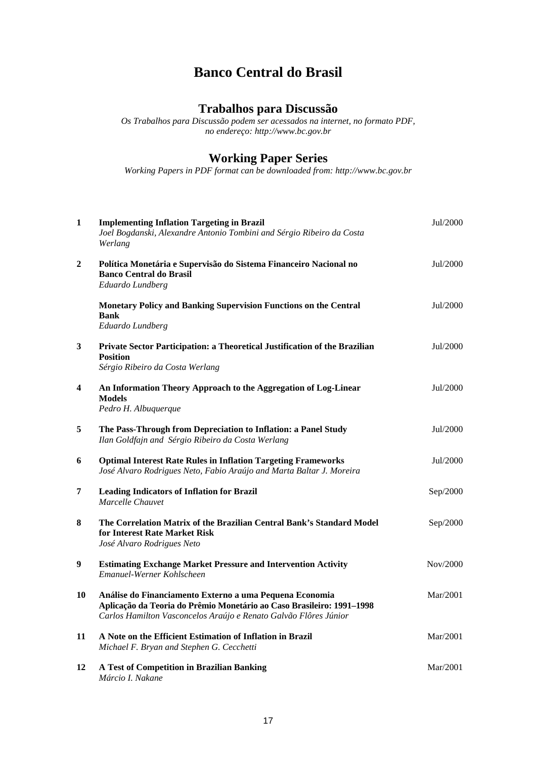# Banco Central do Brasil

## Trabalhos para Discussão

*Os Trabalhos para Discussão podem ser acessados na internet, no formato PDF, no endereço: http://www.bc.gov.br*

## Working Paper Series

*Working Papers in PDF format can be downloaded from: http://www.bc.gov.br*

| | | |
|---|---|---|
| **1** | **Implementing Inflation Targeting in Brazil**<br>*Joel Bogdanski, Alexandre Antonio Tombini and Sérgio Ribeiro da Costa Werlang* | Jul/2000 |
| **2** | **Política Monetária e Supervisão do Sistema Financeiro Nacional no Banco Central do Brasil**<br>*Eduardo Lundberg* | Jul/2000 |
| | **Monetary Policy and Banking Supervision Functions on the Central Bank**<br>*Eduardo Lundberg* | Jul/2000 |
| **3** | **Private Sector Participation: a Theoretical Justification of the Brazilian Position**<br>*Sérgio Ribeiro da Costa Werlang* | Jul/2000 |
| **4** | **An Information Theory Approach to the Aggregation of Log-Linear Models**<br>*Pedro H. Albuquerque* | Jul/2000 |
| **5** | **The Pass-Through from Depreciation to Inflation: a Panel Study**<br>*Ilan Goldfajn and Sérgio Ribeiro da Costa Werlang* | Jul/2000 |
| **6** | **Optimal Interest Rate Rules in Inflation Targeting Frameworks**<br>*José Alvaro Rodrigues Neto, Fabio Araújo and Marta Baltar J. Moreira* | Jul/2000 |
| **7** | **Leading Indicators of Inflation for Brazil**<br>*Marcelle Chauvet* | Sep/2000 |
| **8** | **The Correlation Matrix of the Brazilian Central Bank's Standard Model for Interest Rate Market Risk**<br>*José Alvaro Rodrigues Neto* | Sep/2000 |
| **9** | **Estimating Exchange Market Pressure and Intervention Activity**<br>*Emanuel-Werner Kohlscheen* | Nov/2000 |
| **10** | **Análise do Financiamento Externo a uma Pequena Economia Aplicação da Teoria do Prêmio Monetário ao Caso Brasileiro: 1991–1998**<br>*Carlos Hamilton Vasconcelos Araújo e Renato Galvão Flôres Júnior* | Mar/2001 |
| **11** | **A Note on the Efficient Estimation of Inflation in Brazil**<br>*Michael F. Bryan and Stephen G. Cecchetti* | Mar/2001 |
| **12** | **A Test of Competition in Brazilian Banking**<br>*Márcio I. Nakane* | Mar/2001 |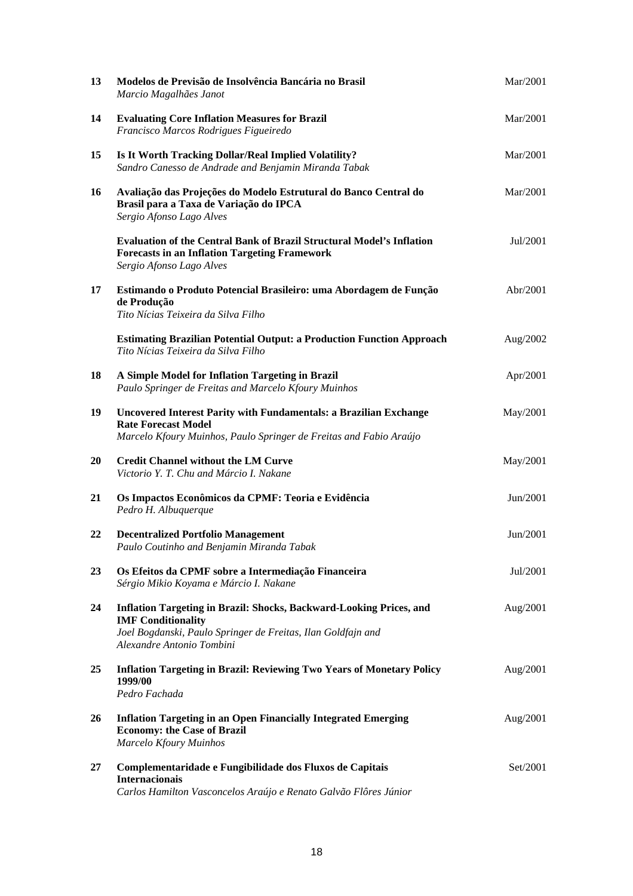| | | |
|---|---|---|
| 13 | **Modelos de Previsão de Insolvência Bancária no Brasil**<br>*Marcio Magalhães Janot* | Mar/2001 |
| 14 | **Evaluating Core Inflation Measures for Brazil**<br>*Francisco Marcos Rodrigues Figueiredo* | Mar/2001 |
| 15 | **Is It Worth Tracking Dollar/Real Implied Volatility?**<br>*Sandro Canesso de Andrade and Benjamin Miranda Tabak* | Mar/2001 |
| 16 | **Avaliação das Projeções do Modelo Estrutural do Banco Central do Brasil para a Taxa de Variação do IPCA**<br>*Sergio Afonso Lago Alves* | Mar/2001 |
| | **Evaluation of the Central Bank of Brazil Structural Model's Inflation Forecasts in an Inflation Targeting Framework**<br>*Sergio Afonso Lago Alves* | Jul/2001 |
| 17 | **Estimando o Produto Potencial Brasileiro: uma Abordagem de Função de Produção**<br>*Tito Nícias Teixeira da Silva Filho* | Abr/2001 |
| | **Estimating Brazilian Potential Output: a Production Function Approach**<br>*Tito Nícias Teixeira da Silva Filho* | Aug/2002 |
| 18 | **A Simple Model for Inflation Targeting in Brazil**<br>*Paulo Springer de Freitas and Marcelo Kfoury Muinhos* | Apr/2001 |
| 19 | **Uncovered Interest Parity with Fundamentals: a Brazilian Exchange Rate Forecast Model**<br>*Marcelo Kfoury Muinhos, Paulo Springer de Freitas and Fabio Araújo* | May/2001 |
| 20 | **Credit Channel without the LM Curve**<br>*Victorio Y. T. Chu and Márcio I. Nakane* | May/2001 |
| 21 | **Os Impactos Econômicos da CPMF: Teoria e Evidência**<br>*Pedro H. Albuquerque* | Jun/2001 |
| 22 | **Decentralized Portfolio Management**<br>*Paulo Coutinho and Benjamin Miranda Tabak* | Jun/2001 |
| 23 | **Os Efeitos da CPMF sobre a Intermediação Financeira**<br>*Sérgio Mikio Koyama e Márcio I. Nakane* | Jul/2001 |
| 24 | **Inflation Targeting in Brazil: Shocks, Backward-Looking Prices, and IMF Conditionality**<br>*Joel Bogdanski, Paulo Springer de Freitas, Ilan Goldfajn and Alexandre Antonio Tombini* | Aug/2001 |
| 25 | **Inflation Targeting in Brazil: Reviewing Two Years of Monetary Policy 1999/00**<br>*Pedro Fachada* | Aug/2001 |
| 26 | **Inflation Targeting in an Open Financially Integrated Emerging Economy: the Case of Brazil**<br>*Marcelo Kfoury Muinhos* | Aug/2001 |
| 27 | **Complementaridade e Fungibilidade dos Fluxos de Capitais Internacionais**<br>*Carlos Hamilton Vasconcelos Araújo e Renato Galvão Flôres Júnior* | Set/2001 |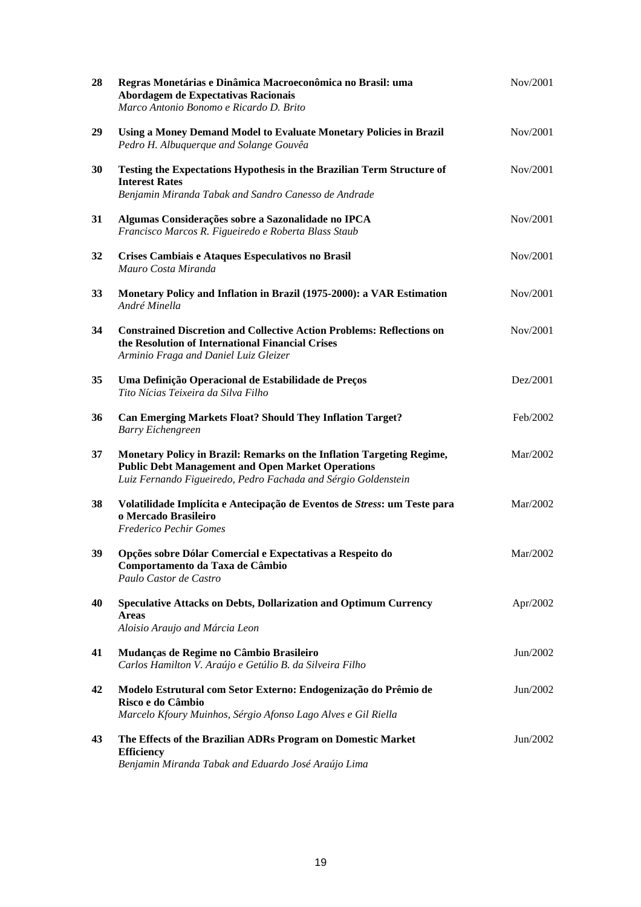| | | |
|---|---|---|
| 28 | **Regras Monetárias e Dinâmica Macroeconômica no Brasil: uma Abordagem de Expectativas Racionais**<br>*Marco Antonio Bonomo e Ricardo D. Brito* | Nov/2001 |
| 29 | **Using a Money Demand Model to Evaluate Monetary Policies in Brazil**<br>*Pedro H. Albuquerque and Solange Gouvêa* | Nov/2001 |
| 30 | **Testing the Expectations Hypothesis in the Brazilian Term Structure of Interest Rates**<br>*Benjamin Miranda Tabak and Sandro Canesso de Andrade* | Nov/2001 |
| 31 | **Algumas Considerações sobre a Sazonalidade no IPCA**<br>*Francisco Marcos R. Figueiredo e Roberta Blass Staub* | Nov/2001 |
| 32 | **Crises Cambiais e Ataques Especulativos no Brasil**<br>*Mauro Costa Miranda* | Nov/2001 |
| 33 | **Monetary Policy and Inflation in Brazil (1975-2000): a VAR Estimation**<br>*André Minella* | Nov/2001 |
| 34 | **Constrained Discretion and Collective Action Problems: Reflections on the Resolution of International Financial Crises**<br>*Arminio Fraga and Daniel Luiz Gleizer* | Nov/2001 |
| 35 | **Uma Definição Operacional de Estabilidade de Preços**<br>*Tito Nícias Teixeira da Silva Filho* | Dez/2001 |
| 36 | **Can Emerging Markets Float? Should They Inflation Target?**<br>*Barry Eichengreen* | Feb/2002 |
| 37 | **Monetary Policy in Brazil: Remarks on the Inflation Targeting Regime, Public Debt Management and Open Market Operations**<br>*Luiz Fernando Figueiredo, Pedro Fachada and Sérgio Goldenstein* | Mar/2002 |
| 38 | **Volatilidade Implícita e Antecipação de Eventos de *Stress*: um Teste para o Mercado Brasileiro**<br>*Frederico Pechir Gomes* | Mar/2002 |
| 39 | **Opções sobre Dólar Comercial e Expectativas a Respeito do Comportamento da Taxa de Câmbio**<br>*Paulo Castor de Castro* | Mar/2002 |
| 40 | **Speculative Attacks on Debts, Dollarization and Optimum Currency Areas**<br>*Aloisio Araujo and Márcia Leon* | Apr/2002 |
| 41 | **Mudanças de Regime no Câmbio Brasileiro**<br>*Carlos Hamilton V. Araújo e Getúlio B. da Silveira Filho* | Jun/2002 |
| 42 | **Modelo Estrutural com Setor Externo: Endogenização do Prêmio de Risco e do Câmbio**<br>*Marcelo Kfoury Muinhos, Sérgio Afonso Lago Alves e Gil Riella* | Jun/2002 |
| 43 | **The Effects of the Brazilian ADRs Program on Domestic Market Efficiency**<br>*Benjamin Miranda Tabak and Eduardo José Araújo Lima* | Jun/2002 |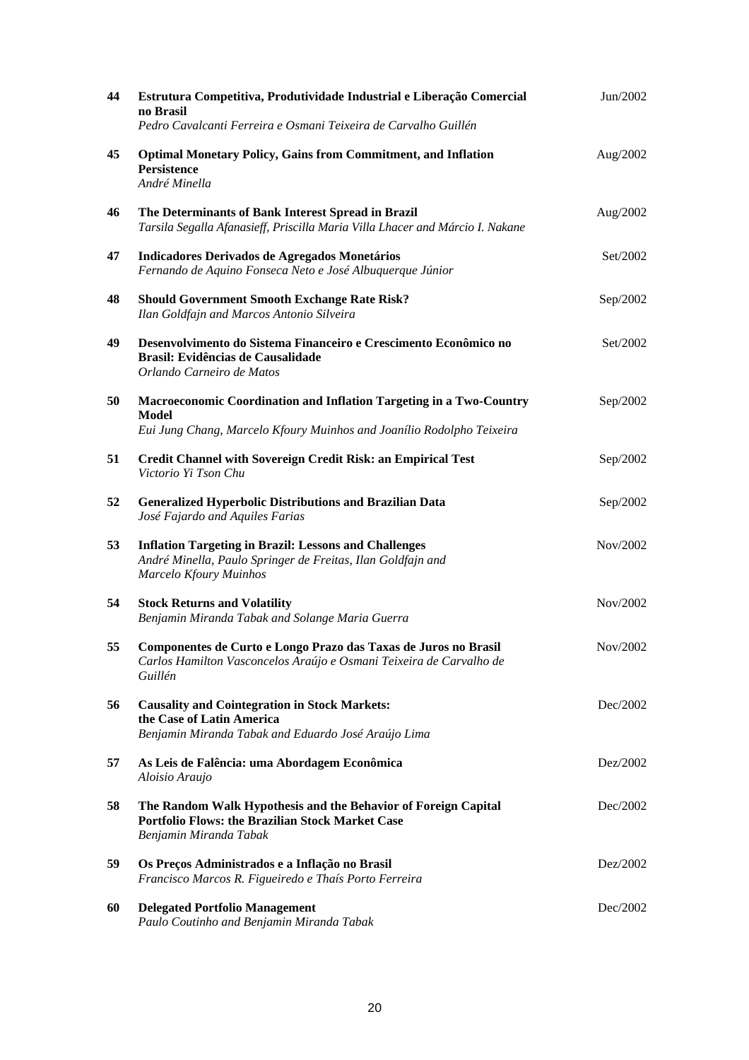| | | |
|---|---|---|
| **44** | **Estrutura Competitiva, Produtividade Industrial e Liberação Comercial no Brasil**<br>*Pedro Cavalcanti Ferreira e Osmani Teixeira de Carvalho Guillén* | Jun/2002 |
| **45** | **Optimal Monetary Policy, Gains from Commitment, and Inflation Persistence**<br>*André Minella* | Aug/2002 |
| **46** | **The Determinants of Bank Interest Spread in Brazil**<br>*Tarsila Segalla Afanasieff, Priscilla Maria Villa Lhacer and Márcio I. Nakane* | Aug/2002 |
| **47** | **Indicadores Derivados de Agregados Monetários**<br>*Fernando de Aquino Fonseca Neto e José Albuquerque Júnior* | Set/2002 |
| **48** | **Should Government Smooth Exchange Rate Risk?**<br>*Ilan Goldfajn and Marcos Antonio Silveira* | Sep/2002 |
| **49** | **Desenvolvimento do Sistema Financeiro e Crescimento Econômico no Brasil: Evidências de Causalidade**<br>*Orlando Carneiro de Matos* | Set/2002 |
| **50** | **Macroeconomic Coordination and Inflation Targeting in a Two-Country Model**<br>*Eui Jung Chang, Marcelo Kfoury Muinhos and Joanílio Rodolpho Teixeira* | Sep/2002 |
| **51** | **Credit Channel with Sovereign Credit Risk: an Empirical Test**<br>*Victorio Yi Tson Chu* | Sep/2002 |
| **52** | **Generalized Hyperbolic Distributions and Brazilian Data**<br>*José Fajardo and Aquiles Farias* | Sep/2002 |
| **53** | **Inflation Targeting in Brazil: Lessons and Challenges**<br>*André Minella, Paulo Springer de Freitas, Ilan Goldfajn and Marcelo Kfoury Muinhos* | Nov/2002 |
| **54** | **Stock Returns and Volatility**<br>*Benjamin Miranda Tabak and Solange Maria Guerra* | Nov/2002 |
| **55** | **Componentes de Curto e Longo Prazo das Taxas de Juros no Brasil**<br>*Carlos Hamilton Vasconcelos Araújo e Osmani Teixeira de Carvalho de Guillén* | Nov/2002 |
| **56** | **Causality and Cointegration in Stock Markets: the Case of Latin America**<br>*Benjamin Miranda Tabak and Eduardo José Araújo Lima* | Dec/2002 |
| **57** | **As Leis de Falência: uma Abordagem Econômica**<br>*Aloisio Araujo* | Dez/2002 |
| **58** | **The Random Walk Hypothesis and the Behavior of Foreign Capital Portfolio Flows: the Brazilian Stock Market Case**<br>*Benjamin Miranda Tabak* | Dec/2002 |
| **59** | **Os Preços Administrados e a Inflação no Brasil**<br>*Francisco Marcos R. Figueiredo e Thaís Porto Ferreira* | Dez/2002 |
| **60** | **Delegated Portfolio Management**<br>*Paulo Coutinho and Benjamin Miranda Tabak* | Dec/2002 |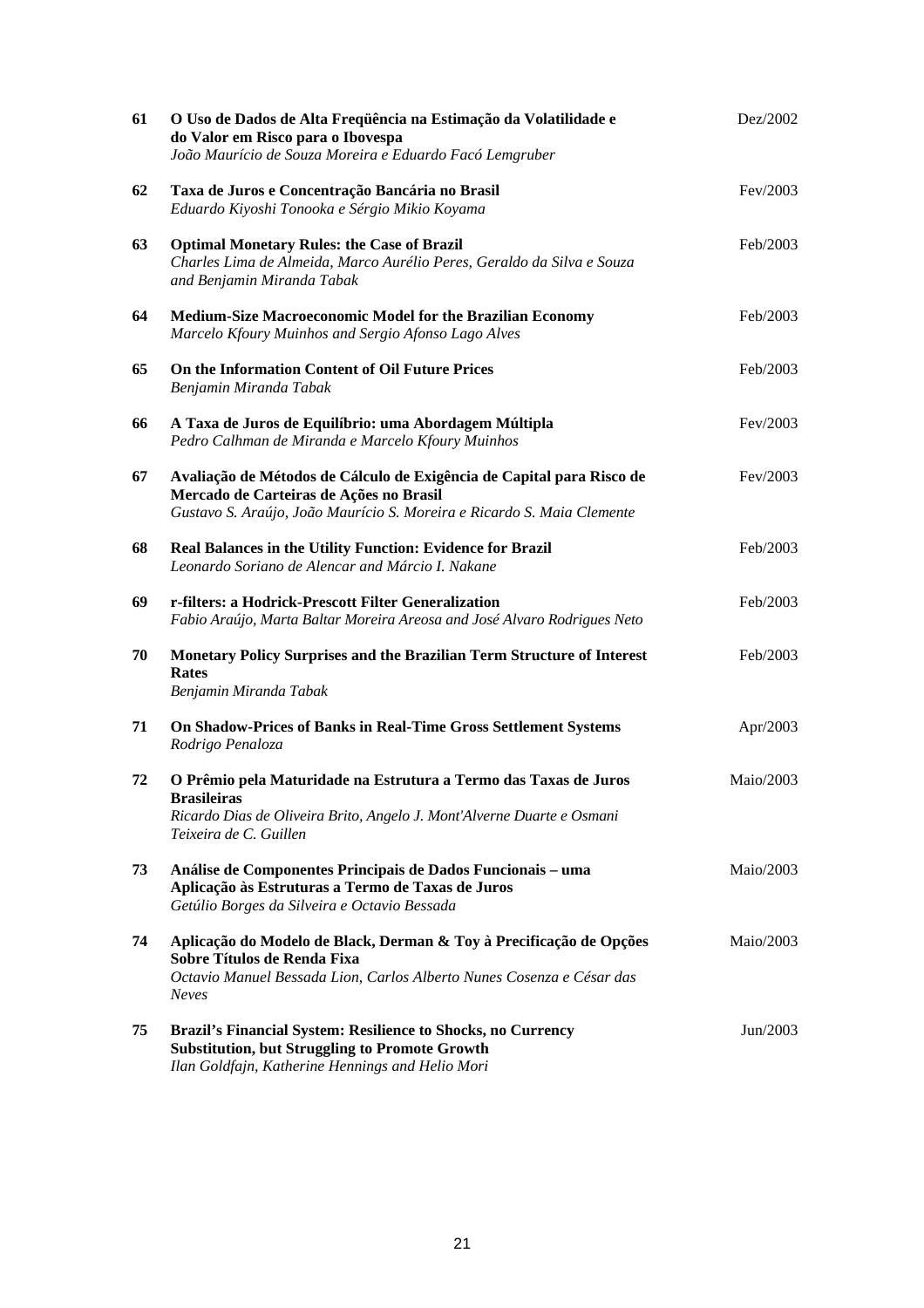| | | |
|---|---|---|
| **61** | **O Uso de Dados de Alta Freqüência na Estimação da Volatilidade e do Valor em Risco para o Ibovespa**<br>*João Maurício de Souza Moreira e Eduardo Facó Lemgruber* | Dez/2002 |
| **62** | **Taxa de Juros e Concentração Bancária no Brasil**<br>*Eduardo Kiyoshi Tonooka e Sérgio Mikio Koyama* | Fev/2003 |
| **63** | **Optimal Monetary Rules: the Case of Brazil**<br>*Charles Lima de Almeida, Marco Aurélio Peres, Geraldo da Silva e Souza and Benjamin Miranda Tabak* | Feb/2003 |
| **64** | **Medium-Size Macroeconomic Model for the Brazilian Economy**<br>*Marcelo Kfoury Muinhos and Sergio Afonso Lago Alves* | Feb/2003 |
| **65** | **On the Information Content of Oil Future Prices**<br>*Benjamin Miranda Tabak* | Feb/2003 |
| **66** | **A Taxa de Juros de Equilíbrio: uma Abordagem Múltipla**<br>*Pedro Calhman de Miranda e Marcelo Kfoury Muinhos* | Fev/2003 |
| **67** | **Avaliação de Métodos de Cálculo de Exigência de Capital para Risco de Mercado de Carteiras de Ações no Brasil**<br>*Gustavo S. Araújo, João Maurício S. Moreira e Ricardo S. Maia Clemente* | Fev/2003 |
| **68** | **Real Balances in the Utility Function: Evidence for Brazil**<br>*Leonardo Soriano de Alencar and Márcio I. Nakane* | Feb/2003 |
| **69** | **r-filters: a Hodrick-Prescott Filter Generalization**<br>*Fabio Araújo, Marta Baltar Moreira Areosa and José Alvaro Rodrigues Neto* | Feb/2003 |
| **70** | **Monetary Policy Surprises and the Brazilian Term Structure of Interest Rates**<br>*Benjamin Miranda Tabak* | Feb/2003 |
| **71** | **On Shadow-Prices of Banks in Real-Time Gross Settlement Systems**<br>*Rodrigo Penaloza* | Apr/2003 |
| **72** | **O Prêmio pela Maturidade na Estrutura a Termo das Taxas de Juros Brasileiras**<br>*Ricardo Dias de Oliveira Brito, Angelo J. Mont'Alverne Duarte e Osmani Teixeira de C. Guillen* | Maio/2003 |
| **73** | **Análise de Componentes Principais de Dados Funcionais – uma Aplicação às Estruturas a Termo de Taxas de Juros**<br>*Getúlio Borges da Silveira e Octavio Bessada* | Maio/2003 |
| **74** | **Aplicação do Modelo de Black, Derman & Toy à Precificação de Opções Sobre Títulos de Renda Fixa**<br>*Octavio Manuel Bessada Lion, Carlos Alberto Nunes Cosenza e César das Neves* | Maio/2003 |
| **75** | **Brazil's Financial System: Resilience to Shocks, no Currency Substitution, but Struggling to Promote Growth**<br>*Ilan Goldfajn, Katherine Hennings and Helio Mori* | Jun/2003 |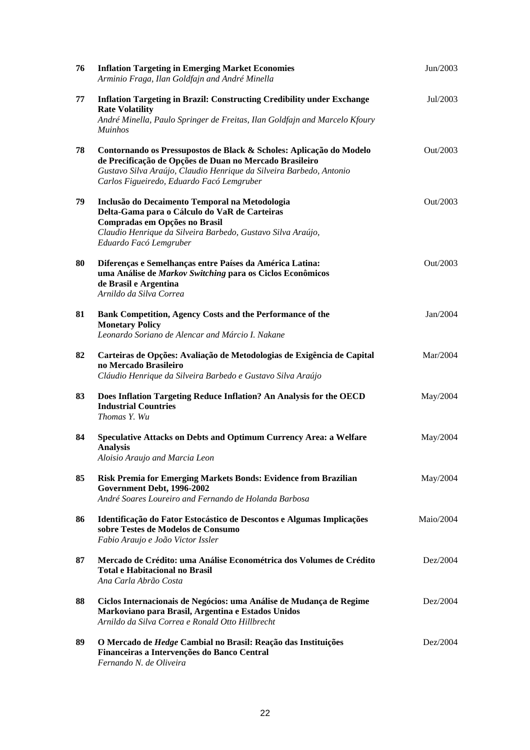| | | |
|---|---|---|
| **76** | **Inflation Targeting in Emerging Market Economies**<br>*Arminio Fraga, Ilan Goldfajn and André Minella* | Jun/2003 |
| **77** | **Inflation Targeting in Brazil: Constructing Credibility under Exchange Rate Volatility**<br>*André Minella, Paulo Springer de Freitas, Ilan Goldfajn and Marcelo Kfoury Muinhos* | Jul/2003 |
| **78** | **Contornando os Pressupostos de Black & Scholes: Aplicação do Modelo de Precificação de Opções de Duan no Mercado Brasileiro**<br>*Gustavo Silva Araújo, Claudio Henrique da Silveira Barbedo, Antonio Carlos Figueiredo, Eduardo Facó Lemgruber* | Out/2003 |
| **79** | **Inclusão do Decaimento Temporal na Metodologia Delta-Gama para o Cálculo do VaR de Carteiras Compradas em Opções no Brasil**<br>*Claudio Henrique da Silveira Barbedo, Gustavo Silva Araújo, Eduardo Facó Lemgruber* | Out/2003 |
| **80** | **Diferenças e Semelhanças entre Países da América Latina: uma Análise de *Markov Switching* para os Ciclos Econômicos de Brasil e Argentina**<br>*Arnildo da Silva Correa* | Out/2003 |
| **81** | **Bank Competition, Agency Costs and the Performance of the Monetary Policy**<br>*Leonardo Soriano de Alencar and Márcio I. Nakane* | Jan/2004 |
| **82** | **Carteiras de Opções: Avaliação de Metodologias de Exigência de Capital no Mercado Brasileiro**<br>*Cláudio Henrique da Silveira Barbedo e Gustavo Silva Araújo* | Mar/2004 |
| **83** | **Does Inflation Targeting Reduce Inflation? An Analysis for the OECD Industrial Countries**<br>*Thomas Y. Wu* | May/2004 |
| **84** | **Speculative Attacks on Debts and Optimum Currency Area: a Welfare Analysis**<br>*Aloisio Araujo and Marcia Leon* | May/2004 |
| **85** | **Risk Premia for Emerging Markets Bonds: Evidence from Brazilian Government Debt, 1996-2002**<br>*André Soares Loureiro and Fernando de Holanda Barbosa* | May/2004 |
| **86** | **Identificação do Fator Estocástico de Descontos e Algumas Implicações sobre Testes de Modelos de Consumo**<br>*Fabio Araujo e João Victor Issler* | Maio/2004 |
| **87** | **Mercado de Crédito: uma Análise Econométrica dos Volumes de Crédito Total e Habitacional no Brasil**<br>*Ana Carla Abrão Costa* | Dez/2004 |
| **88** | **Ciclos Internacionais de Negócios: uma Análise de Mudança de Regime Markoviano para Brasil, Argentina e Estados Unidos**<br>*Arnildo da Silva Correa e Ronald Otto Hillbrecht* | Dez/2004 |
| **89** | **O Mercado de *Hedge* Cambial no Brasil: Reação das Instituições Financeiras a Intervenções do Banco Central**<br>*Fernando N. de Oliveira* | Dez/2004 |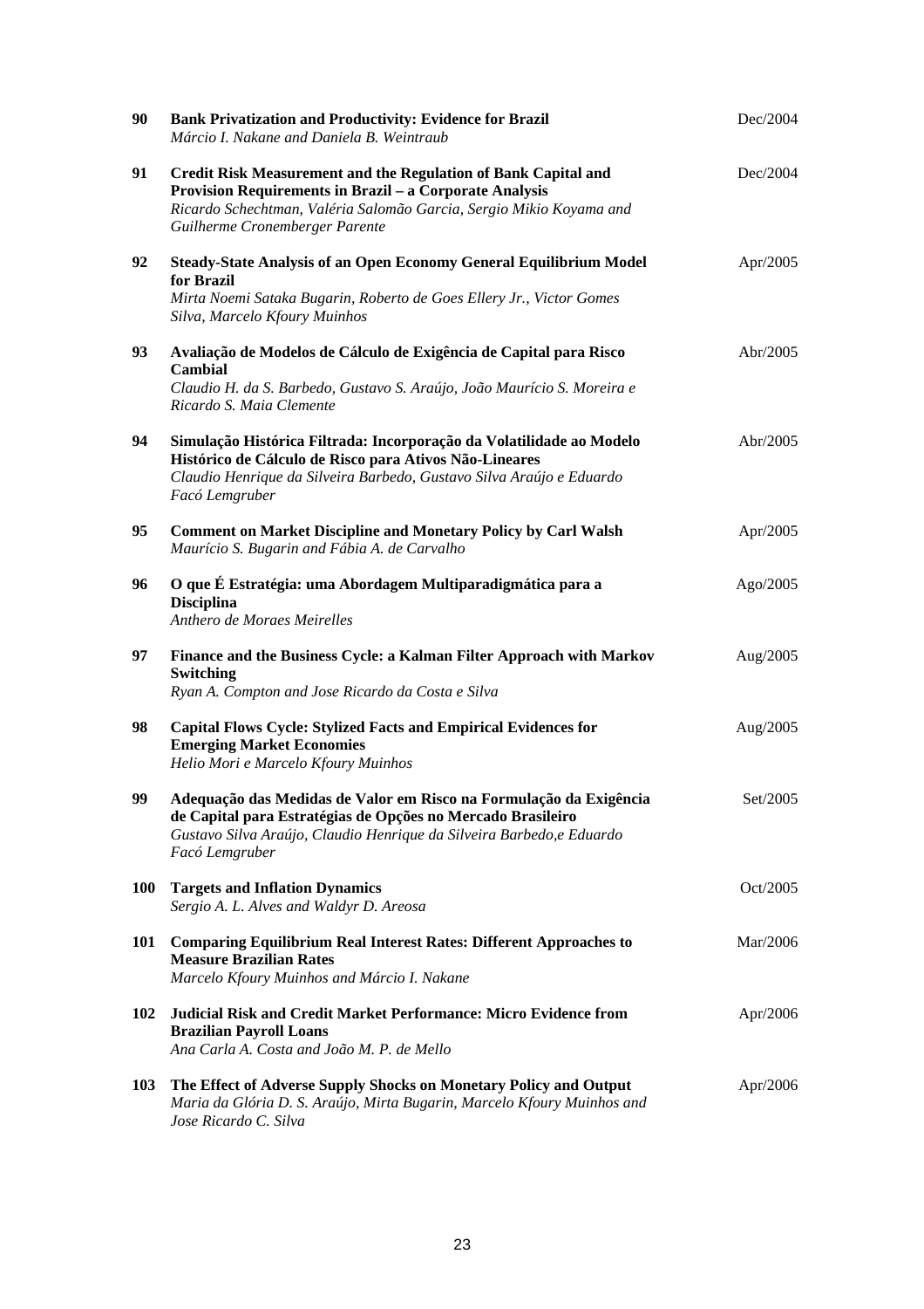| | | |
|---|---|---|
| 90 | **Bank Privatization and Productivity: Evidence for Brazil**<br>*Márcio I. Nakane and Daniela B. Weintraub* | Dec/2004 |
| 91 | **Credit Risk Measurement and the Regulation of Bank Capital and Provision Requirements in Brazil – a Corporate Analysis**<br>*Ricardo Schechtman, Valéria Salomão Garcia, Sergio Mikio Koyama and Guilherme Cronemberger Parente* | Dec/2004 |
| 92 | **Steady-State Analysis of an Open Economy General Equilibrium Model for Brazil**<br>*Mirta Noemi Sataka Bugarin, Roberto de Goes Ellery Jr., Victor Gomes Silva, Marcelo Kfoury Muinhos* | Apr/2005 |
| 93 | **Avaliação de Modelos de Cálculo de Exigência de Capital para Risco Cambial**<br>*Claudio H. da S. Barbedo, Gustavo S. Araújo, João Maurício S. Moreira e Ricardo S. Maia Clemente* | Abr/2005 |
| 94 | **Simulação Histórica Filtrada: Incorporação da Volatilidade ao Modelo Histórico de Cálculo de Risco para Ativos Não-Lineares**<br>*Claudio Henrique da Silveira Barbedo, Gustavo Silva Araújo e Eduardo Facó Lemgruber* | Abr/2005 |
| 95 | **Comment on Market Discipline and Monetary Policy by Carl Walsh**<br>*Maurício S. Bugarin and Fábia A. de Carvalho* | Apr/2005 |
| 96 | **O que É Estratégia: uma Abordagem Multiparadigmática para a Disciplina**<br>*Anthero de Moraes Meirelles* | Ago/2005 |
| 97 | **Finance and the Business Cycle: a Kalman Filter Approach with Markov Switching**<br>*Ryan A. Compton and Jose Ricardo da Costa e Silva* | Aug/2005 |
| 98 | **Capital Flows Cycle: Stylized Facts and Empirical Evidences for Emerging Market Economies**<br>*Helio Mori e Marcelo Kfoury Muinhos* | Aug/2005 |
| 99 | **Adequação das Medidas de Valor em Risco na Formulação da Exigência de Capital para Estratégias de Opções no Mercado Brasileiro**<br>*Gustavo Silva Araújo, Claudio Henrique da Silveira Barbedo,e Eduardo Facó Lemgruber* | Set/2005 |
| 100 | **Targets and Inflation Dynamics**<br>*Sergio A. L. Alves and Waldyr D. Areosa* | Oct/2005 |
| 101 | **Comparing Equilibrium Real Interest Rates: Different Approaches to Measure Brazilian Rates**<br>*Marcelo Kfoury Muinhos and Márcio I. Nakane* | Mar/2006 |
| 102 | **Judicial Risk and Credit Market Performance: Micro Evidence from Brazilian Payroll Loans**<br>*Ana Carla A. Costa and João M. P. de Mello* | Apr/2006 |
| 103 | **The Effect of Adverse Supply Shocks on Monetary Policy and Output**<br>*Maria da Glória D. S. Araújo, Mirta Bugarin, Marcelo Kfoury Muinhos and Jose Ricardo C. Silva* | Apr/2006 |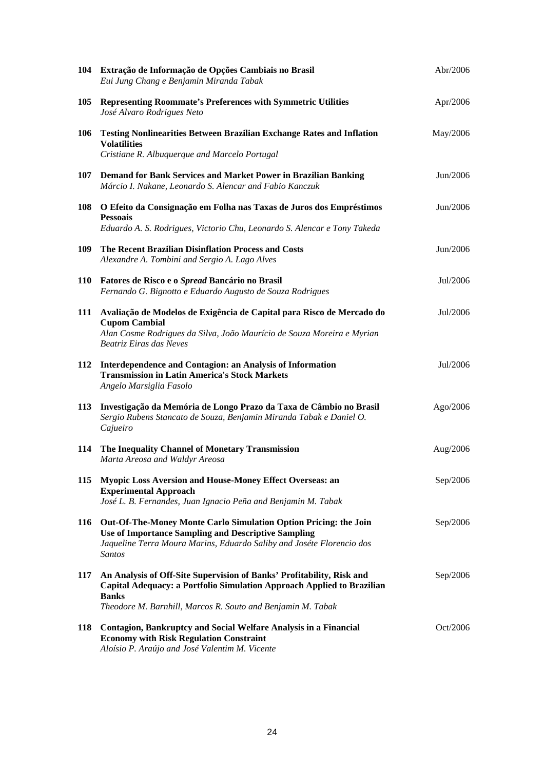| | | |
|---|---|---|
| 104 | **Extração de Informação de Opções Cambiais no Brasil**<br>*Eui Jung Chang e Benjamin Miranda Tabak* | Abr/2006 |
| 105 | **Representing Roommate's Preferences with Symmetric Utilities**<br>*José Alvaro Rodrigues Neto* | Apr/2006 |
| 106 | **Testing Nonlinearities Between Brazilian Exchange Rates and Inflation Volatilities**<br>*Cristiane R. Albuquerque and Marcelo Portugal* | May/2006 |
| 107 | **Demand for Bank Services and Market Power in Brazilian Banking**<br>*Márcio I. Nakane, Leonardo S. Alencar and Fabio Kanczuk* | Jun/2006 |
| 108 | **O Efeito da Consignação em Folha nas Taxas de Juros dos Empréstimos Pessoais**<br>*Eduardo A. S. Rodrigues, Victorio Chu, Leonardo S. Alencar e Tony Takeda* | Jun/2006 |
| 109 | **The Recent Brazilian Disinflation Process and Costs**<br>*Alexandre A. Tombini and Sergio A. Lago Alves* | Jun/2006 |
| 110 | **Fatores de Risco e o *Spread* Bancário no Brasil**<br>*Fernando G. Bignotto e Eduardo Augusto de Souza Rodrigues* | Jul/2006 |
| 111 | **Avaliação de Modelos de Exigência de Capital para Risco de Mercado do Cupom Cambial**<br>*Alan Cosme Rodrigues da Silva, João Maurício de Souza Moreira e Myrian Beatriz Eiras das Neves* | Jul/2006 |
| 112 | **Interdependence and Contagion: an Analysis of Information Transmission in Latin America's Stock Markets**<br>*Angelo Marsiglia Fasolo* | Jul/2006 |
| 113 | **Investigação da Memória de Longo Prazo da Taxa de Câmbio no Brasil**<br>*Sergio Rubens Stancato de Souza, Benjamin Miranda Tabak e Daniel O. Cajueiro* | Ago/2006 |
| 114 | **The Inequality Channel of Monetary Transmission**<br>*Marta Areosa and Waldyr Areosa* | Aug/2006 |
| 115 | **Myopic Loss Aversion and House-Money Effect Overseas: an Experimental Approach**<br>*José L. B. Fernandes, Juan Ignacio Peña and Benjamin M. Tabak* | Sep/2006 |
| 116 | **Out-Of-The-Money Monte Carlo Simulation Option Pricing: the Join Use of Importance Sampling and Descriptive Sampling**<br>*Jaqueline Terra Moura Marins, Eduardo Saliby and Joséte Florencio dos Santos* | Sep/2006 |
| 117 | **An Analysis of Off-Site Supervision of Banks' Profitability, Risk and Capital Adequacy: a Portfolio Simulation Approach Applied to Brazilian Banks**<br>*Theodore M. Barnhill, Marcos R. Souto and Benjamin M. Tabak* | Sep/2006 |
| 118 | **Contagion, Bankruptcy and Social Welfare Analysis in a Financial Economy with Risk Regulation Constraint**<br>*Aloísio P. Araújo and José Valentim M. Vicente* | Oct/2006 |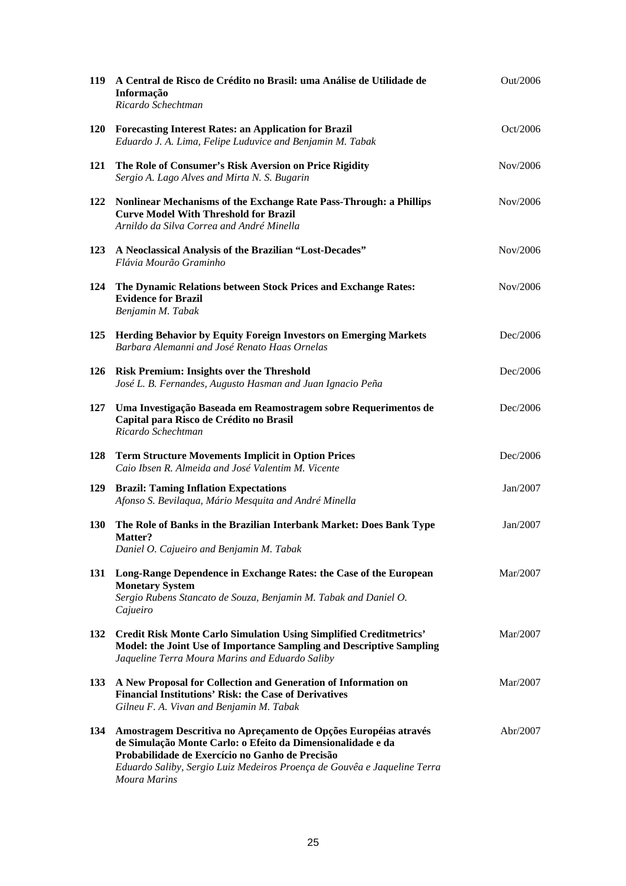| | | |
|---|---|---|
| 119 | **A Central de Risco de Crédito no Brasil: uma Análise de Utilidade de Informação**<br>*Ricardo Schechtman* | Out/2006 |
| 120 | **Forecasting Interest Rates: an Application for Brazil**<br>*Eduardo J. A. Lima, Felipe Luduvice and Benjamin M. Tabak* | Oct/2006 |
| 121 | **The Role of Consumer's Risk Aversion on Price Rigidity**<br>*Sergio A. Lago Alves and Mirta N. S. Bugarin* | Nov/2006 |
| 122 | **Nonlinear Mechanisms of the Exchange Rate Pass-Through: a Phillips Curve Model With Threshold for Brazil**<br>*Arnildo da Silva Correa and André Minella* | Nov/2006 |
| 123 | **A Neoclassical Analysis of the Brazilian "Lost-Decades"**<br>*Flávia Mourão Graminho* | Nov/2006 |
| 124 | **The Dynamic Relations between Stock Prices and Exchange Rates: Evidence for Brazil**<br>*Benjamin M. Tabak* | Nov/2006 |
| 125 | **Herding Behavior by Equity Foreign Investors on Emerging Markets**<br>*Barbara Alemanni and José Renato Haas Ornelas* | Dec/2006 |
| 126 | **Risk Premium: Insights over the Threshold**<br>*José L. B. Fernandes, Augusto Hasman and Juan Ignacio Peña* | Dec/2006 |
| 127 | **Uma Investigação Baseada em Reamostragem sobre Requerimentos de Capital para Risco de Crédito no Brasil**<br>*Ricardo Schechtman* | Dec/2006 |
| 128 | **Term Structure Movements Implicit in Option Prices**<br>*Caio Ibsen R. Almeida and José Valentim M. Vicente* | Dec/2006 |
| 129 | **Brazil: Taming Inflation Expectations**<br>*Afonso S. Bevilaqua, Mário Mesquita and André Minella* | Jan/2007 |
| 130 | **The Role of Banks in the Brazilian Interbank Market: Does Bank Type Matter?**<br>*Daniel O. Cajueiro and Benjamin M. Tabak* | Jan/2007 |
| 131 | **Long-Range Dependence in Exchange Rates: the Case of the European Monetary System**<br>*Sergio Rubens Stancato de Souza, Benjamin M. Tabak and Daniel O. Cajueiro* | Mar/2007 |
| 132 | **Credit Risk Monte Carlo Simulation Using Simplified Creditmetrics' Model: the Joint Use of Importance Sampling and Descriptive Sampling**<br>*Jaqueline Terra Moura Marins and Eduardo Saliby* | Mar/2007 |
| 133 | **A New Proposal for Collection and Generation of Information on Financial Institutions' Risk: the Case of Derivatives**<br>*Gilneu F. A. Vivan and Benjamin M. Tabak* | Mar/2007 |
| 134 | **Amostragem Descritiva no Apreçamento de Opções Européias através de Simulação Monte Carlo: o Efeito da Dimensionalidade e da Probabilidade de Exercício no Ganho de Precisão**<br>*Eduardo Saliby, Sergio Luiz Medeiros Proença de Gouvêa e Jaqueline Terra Moura Marins* | Abr/2007 |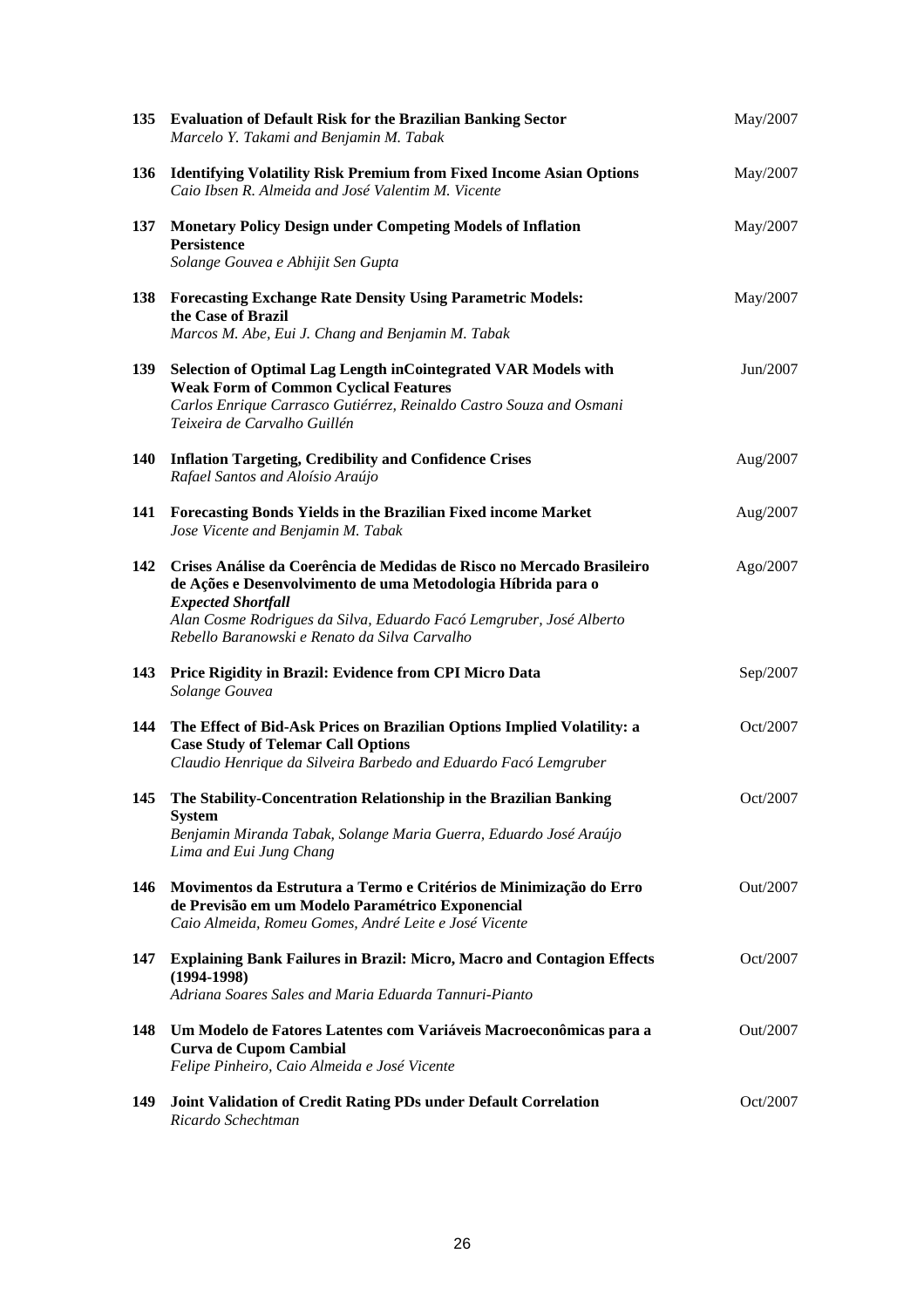| | | |
|---|---|---|
| 135 | **Evaluation of Default Risk for the Brazilian Banking Sector**<br>*Marcelo Y. Takami and Benjamin M. Tabak* | May/2007 |
| 136 | **Identifying Volatility Risk Premium from Fixed Income Asian Options**<br>*Caio Ibsen R. Almeida and José Valentim M. Vicente* | May/2007 |
| 137 | **Monetary Policy Design under Competing Models of Inflation Persistence**<br>*Solange Gouvea e Abhijit Sen Gupta* | May/2007 |
| 138 | **Forecasting Exchange Rate Density Using Parametric Models: the Case of Brazil**<br>*Marcos M. Abe, Eui J. Chang and Benjamin M. Tabak* | May/2007 |
| 139 | **Selection of Optimal Lag Length inCointegrated VAR Models with Weak Form of Common Cyclical Features**<br>*Carlos Enrique Carrasco Gutiérrez, Reinaldo Castro Souza and Osmani Teixeira de Carvalho Guillén* | Jun/2007 |
| 140 | **Inflation Targeting, Credibility and Confidence Crises**<br>*Rafael Santos and Aloísio Araújo* | Aug/2007 |
| 141 | **Forecasting Bonds Yields in the Brazilian Fixed income Market**<br>*Jose Vicente and Benjamin M. Tabak* | Aug/2007 |
| 142 | **Crises Análise da Coerência de Medidas de Risco no Mercado Brasileiro de Ações e Desenvolvimento de uma Metodologia Híbrida para o *Expected Shortfall***<br>*Alan Cosme Rodrigues da Silva, Eduardo Facó Lemgruber, José Alberto Rebello Baranowski e Renato da Silva Carvalho* | Ago/2007 |
| 143 | **Price Rigidity in Brazil: Evidence from CPI Micro Data**<br>*Solange Gouvea* | Sep/2007 |
| 144 | **The Effect of Bid-Ask Prices on Brazilian Options Implied Volatility: a Case Study of Telemar Call Options**<br>*Claudio Henrique da Silveira Barbedo and Eduardo Facó Lemgruber* | Oct/2007 |
| 145 | **The Stability-Concentration Relationship in the Brazilian Banking System**<br>*Benjamin Miranda Tabak, Solange Maria Guerra, Eduardo José Araújo Lima and Eui Jung Chang* | Oct/2007 |
| 146 | **Movimentos da Estrutura a Termo e Critérios de Minimização do Erro de Previsão em um Modelo Paramétrico Exponencial**<br>*Caio Almeida, Romeu Gomes, André Leite e José Vicente* | Out/2007 |
| 147 | **Explaining Bank Failures in Brazil: Micro, Macro and Contagion Effects (1994-1998)**<br>*Adriana Soares Sales and Maria Eduarda Tannuri-Pianto* | Oct/2007 |
| 148 | **Um Modelo de Fatores Latentes com Variáveis Macroeconômicas para a Curva de Cupom Cambial**<br>*Felipe Pinheiro, Caio Almeida e José Vicente* | Out/2007 |
| 149 | **Joint Validation of Credit Rating PDs under Default Correlation**<br>*Ricardo Schechtman* | Oct/2007 |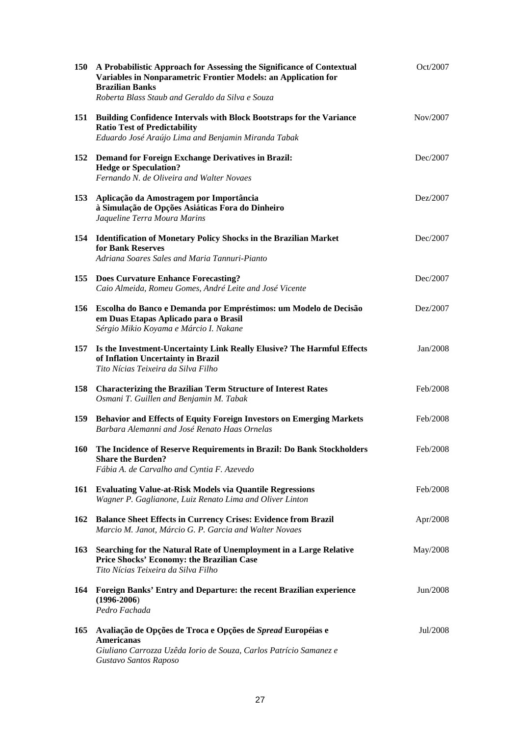| | | |
|---|---|---|
| **150** | **A Probabilistic Approach for Assessing the Significance of Contextual Variables in Nonparametric Frontier Models: an Application for Brazilian Banks**<br>*Roberta Blass Staub and Geraldo da Silva e Souza* | Oct/2007 |
| **151** | **Building Confidence Intervals with Block Bootstraps for the Variance Ratio Test of Predictability**<br>*Eduardo José Araújo Lima and Benjamin Miranda Tabak* | Nov/2007 |
| **152** | **Demand for Foreign Exchange Derivatives in Brazil: Hedge or Speculation?**<br>*Fernando N. de Oliveira and Walter Novaes* | Dec/2007 |
| **153** | **Aplicação da Amostragem por Importância à Simulação de Opções Asiáticas Fora do Dinheiro**<br>*Jaqueline Terra Moura Marins* | Dez/2007 |
| **154** | **Identification of Monetary Policy Shocks in the Brazilian Market for Bank Reserves**<br>*Adriana Soares Sales and Maria Tannuri-Pianto* | Dec/2007 |
| **155** | **Does Curvature Enhance Forecasting?**<br>*Caio Almeida, Romeu Gomes, André Leite and José Vicente* | Dec/2007 |
| **156** | **Escolha do Banco e Demanda por Empréstimos: um Modelo de Decisão em Duas Etapas Aplicado para o Brasil**<br>*Sérgio Mikio Koyama e Márcio I. Nakane* | Dez/2007 |
| **157** | **Is the Investment-Uncertainty Link Really Elusive? The Harmful Effects of Inflation Uncertainty in Brazil**<br>*Tito Nícias Teixeira da Silva Filho* | Jan/2008 |
| **158** | **Characterizing the Brazilian Term Structure of Interest Rates**<br>*Osmani T. Guillen and Benjamin M. Tabak* | Feb/2008 |
| **159** | **Behavior and Effects of Equity Foreign Investors on Emerging Markets**<br>*Barbara Alemanni and José Renato Haas Ornelas* | Feb/2008 |
| **160** | **The Incidence of Reserve Requirements in Brazil: Do Bank Stockholders Share the Burden?**<br>*Fábia A. de Carvalho and Cyntia F. Azevedo* | Feb/2008 |
| **161** | **Evaluating Value-at-Risk Models via Quantile Regressions**<br>*Wagner P. Gaglianone, Luiz Renato Lima and Oliver Linton* | Feb/2008 |
| **162** | **Balance Sheet Effects in Currency Crises: Evidence from Brazil**<br>*Marcio M. Janot, Márcio G. P. Garcia and Walter Novaes* | Apr/2008 |
| **163** | **Searching for the Natural Rate of Unemployment in a Large Relative Price Shocks' Economy: the Brazilian Case**<br>*Tito Nícias Teixeira da Silva Filho* | May/2008 |
| **164** | **Foreign Banks' Entry and Departure: the recent Brazilian experience (1996-2006)**<br>*Pedro Fachada* | Jun/2008 |
| **165** | **Avaliação de Opções de Troca e Opções de *Spread* Européias e Americanas**<br>*Giuliano Carrozza Uzêda Iorio de Souza, Carlos Patrício Samanez e Gustavo Santos Raposo* | Jul/2008 |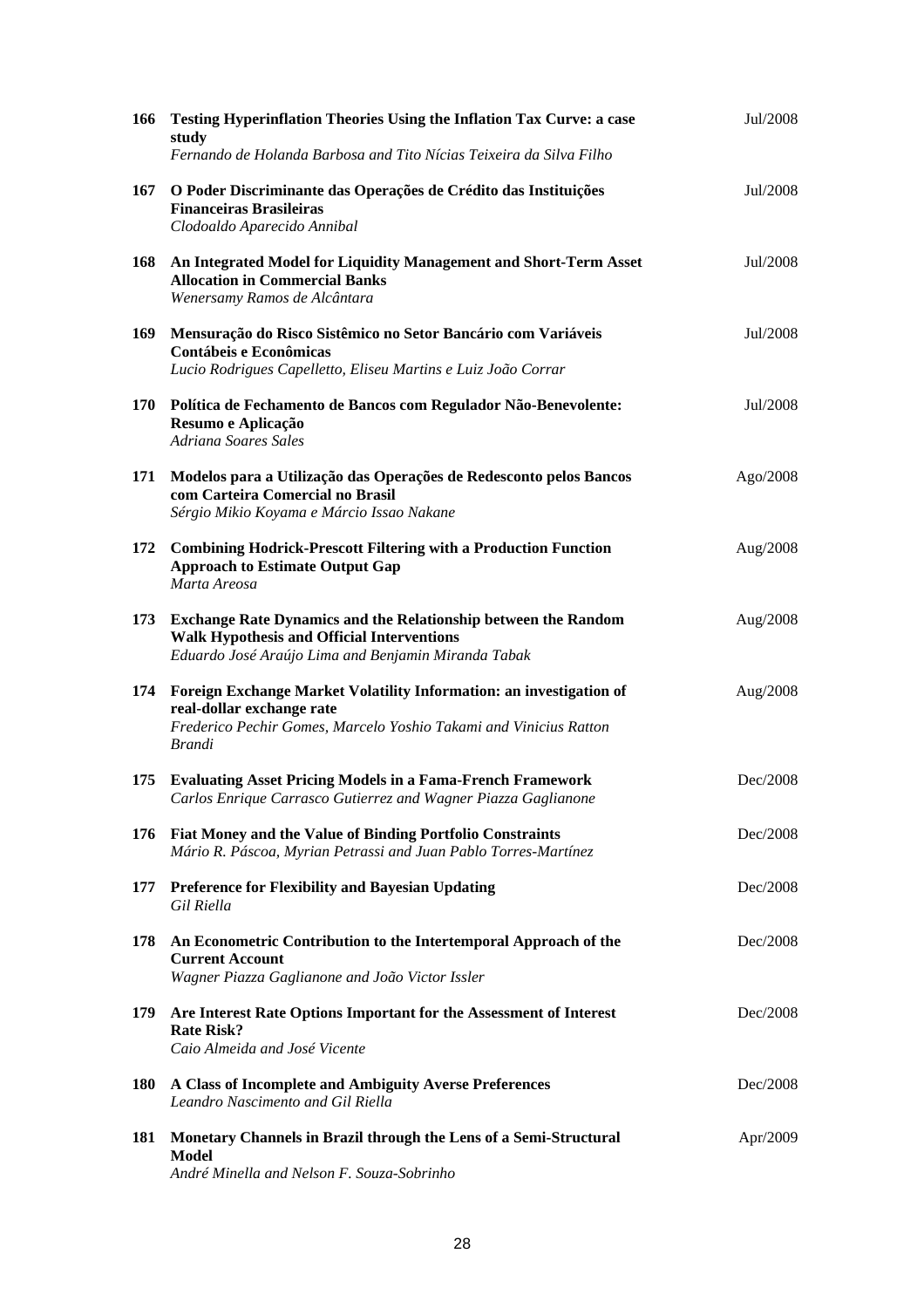| | | |
|---|---|---|
| **166** | **Testing Hyperinflation Theories Using the Inflation Tax Curve: a case study**<br>*Fernando de Holanda Barbosa and Tito Nícias Teixeira da Silva Filho* | Jul/2008 |
| **167** | **O Poder Discriminante das Operações de Crédito das Instituições Financeiras Brasileiras**<br>*Clodoaldo Aparecido Annibal* | Jul/2008 |
| **168** | **An Integrated Model for Liquidity Management and Short-Term Asset Allocation in Commercial Banks**<br>*Wenersamy Ramos de Alcântara* | Jul/2008 |
| **169** | **Mensuração do Risco Sistêmico no Setor Bancário com Variáveis Contábeis e Econômicas**<br>*Lucio Rodrigues Capelletto, Eliseu Martins e Luiz João Corrar* | Jul/2008 |
| **170** | **Política de Fechamento de Bancos com Regulador Não-Benevolente: Resumo e Aplicação**<br>*Adriana Soares Sales* | Jul/2008 |
| **171** | **Modelos para a Utilização das Operações de Redesconto pelos Bancos com Carteira Comercial no Brasil**<br>*Sérgio Mikio Koyama e Márcio Issao Nakane* | Ago/2008 |
| **172** | **Combining Hodrick-Prescott Filtering with a Production Function Approach to Estimate Output Gap**<br>*Marta Areosa* | Aug/2008 |
| **173** | **Exchange Rate Dynamics and the Relationship between the Random Walk Hypothesis and Official Interventions**<br>*Eduardo José Araújo Lima and Benjamin Miranda Tabak* | Aug/2008 |
| **174** | **Foreign Exchange Market Volatility Information: an investigation of real-dollar exchange rate**<br>*Frederico Pechir Gomes, Marcelo Yoshio Takami and Vinicius Ratton Brandi* | Aug/2008 |
| **175** | **Evaluating Asset Pricing Models in a Fama-French Framework**<br>*Carlos Enrique Carrasco Gutierrez and Wagner Piazza Gaglianone* | Dec/2008 |
| **176** | **Fiat Money and the Value of Binding Portfolio Constraints**<br>*Mário R. Páscoa, Myrian Petrassi and Juan Pablo Torres-Martínez* | Dec/2008 |
| **177** | **Preference for Flexibility and Bayesian Updating**<br>*Gil Riella* | Dec/2008 |
| **178** | **An Econometric Contribution to the Intertemporal Approach of the Current Account**<br>*Wagner Piazza Gaglianone and João Victor Issler* | Dec/2008 |
| **179** | **Are Interest Rate Options Important for the Assessment of Interest Rate Risk?**<br>*Caio Almeida and José Vicente* | Dec/2008 |
| **180** | **A Class of Incomplete and Ambiguity Averse Preferences**<br>*Leandro Nascimento and Gil Riella* | Dec/2008 |
| **181** | **Monetary Channels in Brazil through the Lens of a Semi-Structural Model**<br>*André Minella and Nelson F. Souza-Sobrinho* | Apr/2009 |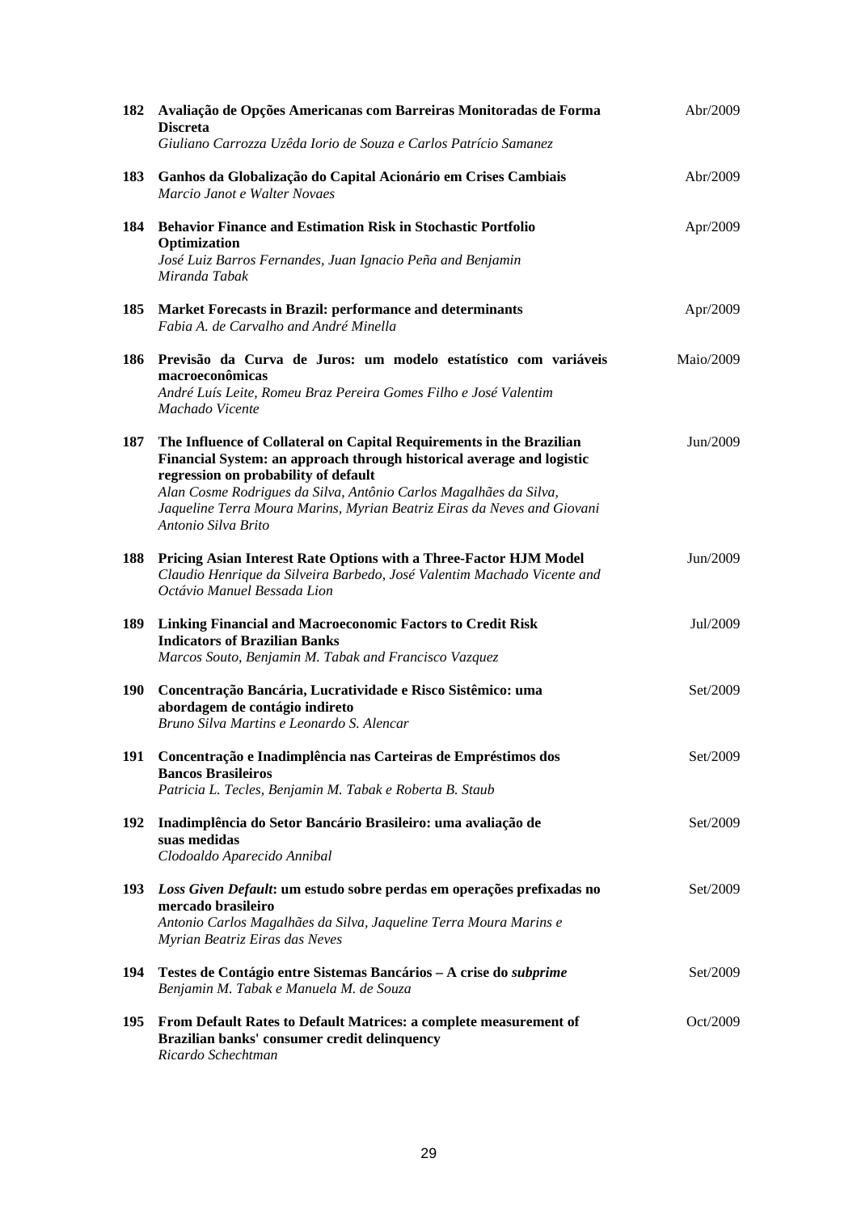| | | |
|---|---|---|
| 182 | **Avaliação de Opções Americanas com Barreiras Monitoradas de Forma Discreta**<br>*Giuliano Carrozza Uzêda Iorio de Souza e Carlos Patrício Samanez* | Abr/2009 |
| 183 | **Ganhos da Globalização do Capital Acionário em Crises Cambiais**<br>*Marcio Janot e Walter Novaes* | Abr/2009 |
| 184 | **Behavior Finance and Estimation Risk in Stochastic Portfolio Optimization**<br>*José Luiz Barros Fernandes, Juan Ignacio Peña and Benjamin Miranda Tabak* | Apr/2009 |
| 185 | **Market Forecasts in Brazil: performance and determinants**<br>*Fabia A. de Carvalho and André Minella* | Apr/2009 |
| 186 | **Previsão da Curva de Juros: um modelo estatístico com variáveis macroeconômicas**<br>*André Luís Leite, Romeu Braz Pereira Gomes Filho e José Valentim Machado Vicente* | Maio/2009 |
| 187 | **The Influence of Collateral on Capital Requirements in the Brazilian Financial System: an approach through historical average and logistic regression on probability of default**<br>*Alan Cosme Rodrigues da Silva, Antônio Carlos Magalhães da Silva, Jaqueline Terra Moura Marins, Myrian Beatriz Eiras da Neves and Giovani Antonio Silva Brito* | Jun/2009 |
| 188 | **Pricing Asian Interest Rate Options with a Three-Factor HJM Model**<br>*Claudio Henrique da Silveira Barbedo, José Valentim Machado Vicente and Octávio Manuel Bessada Lion* | Jun/2009 |
| 189 | **Linking Financial and Macroeconomic Factors to Credit Risk Indicators of Brazilian Banks**<br>*Marcos Souto, Benjamin M. Tabak and Francisco Vazquez* | Jul/2009 |
| 190 | **Concentração Bancária, Lucratividade e Risco Sistêmico: uma abordagem de contágio indireto**<br>*Bruno Silva Martins e Leonardo S. Alencar* | Set/2009 |
| 191 | **Concentração e Inadimplência nas Carteiras de Empréstimos dos Bancos Brasileiros**<br>*Patricia L. Tecles, Benjamin M. Tabak e Roberta B. Staub* | Set/2009 |
| 192 | **Inadimplência do Setor Bancário Brasileiro: uma avaliação de suas medidas**<br>*Clodoaldo Aparecido Annibal* | Set/2009 |
| 193 | ***Loss Given Default*: um estudo sobre perdas em operações prefixadas no mercado brasileiro**<br>*Antonio Carlos Magalhães da Silva, Jaqueline Terra Moura Marins e Myrian Beatriz Eiras das Neves* | Set/2009 |
| 194 | **Testes de Contágio entre Sistemas Bancários – A crise do *subprime***<br>*Benjamin M. Tabak e Manuela M. de Souza* | Set/2009 |
| 195 | **From Default Rates to Default Matrices: a complete measurement of Brazilian banks' consumer credit delinquency**<br>*Ricardo Schechtman* | Oct/2009 |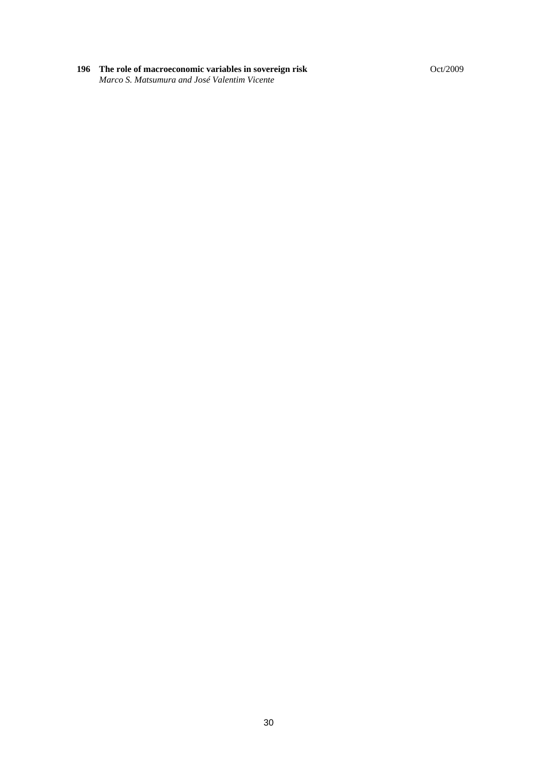**196 The role of macroeconomic variables in sovereign risk** Oct/2009
*Marco S. Matsumura and José Valentim Vicente*